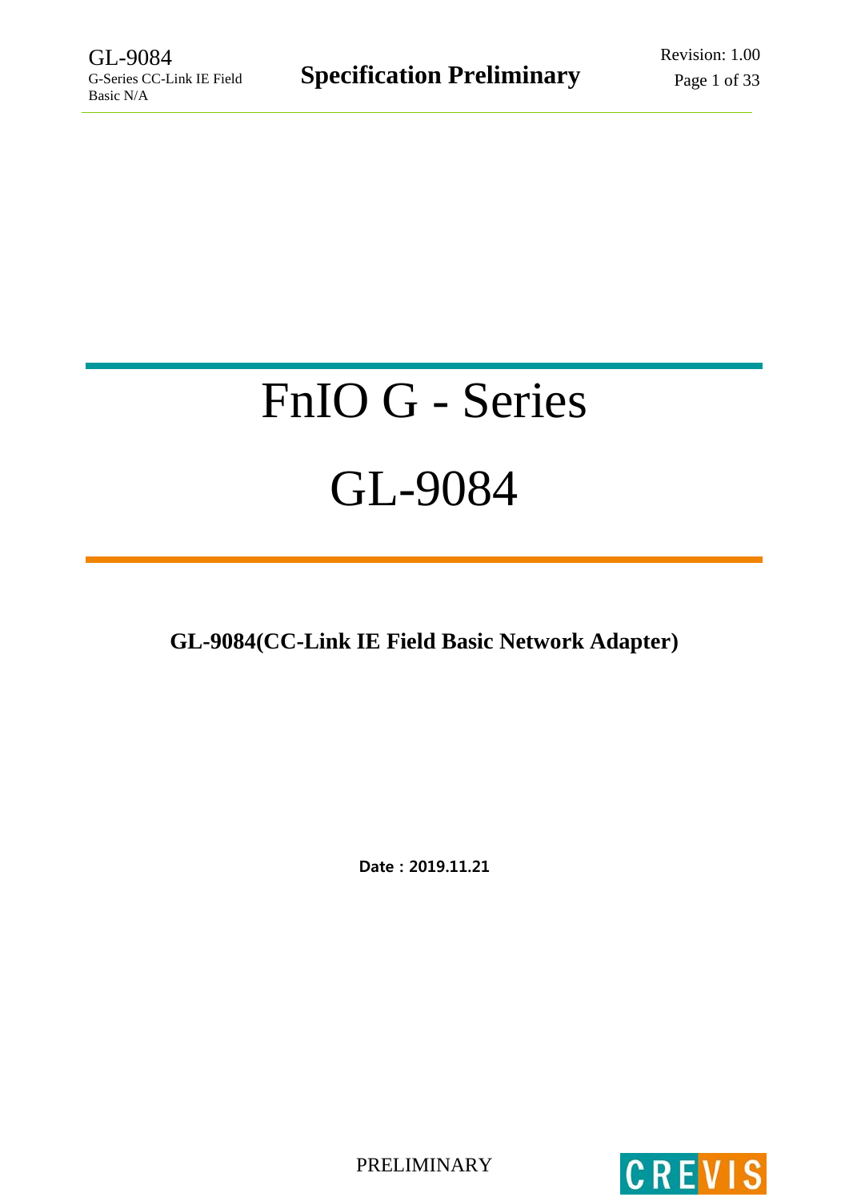# FnIO G - Series

# GL-9084

**GL-9084(CC-Link IE Field Basic Network Adapter)**

**Date : 2019.11.21**

PRELIMINARY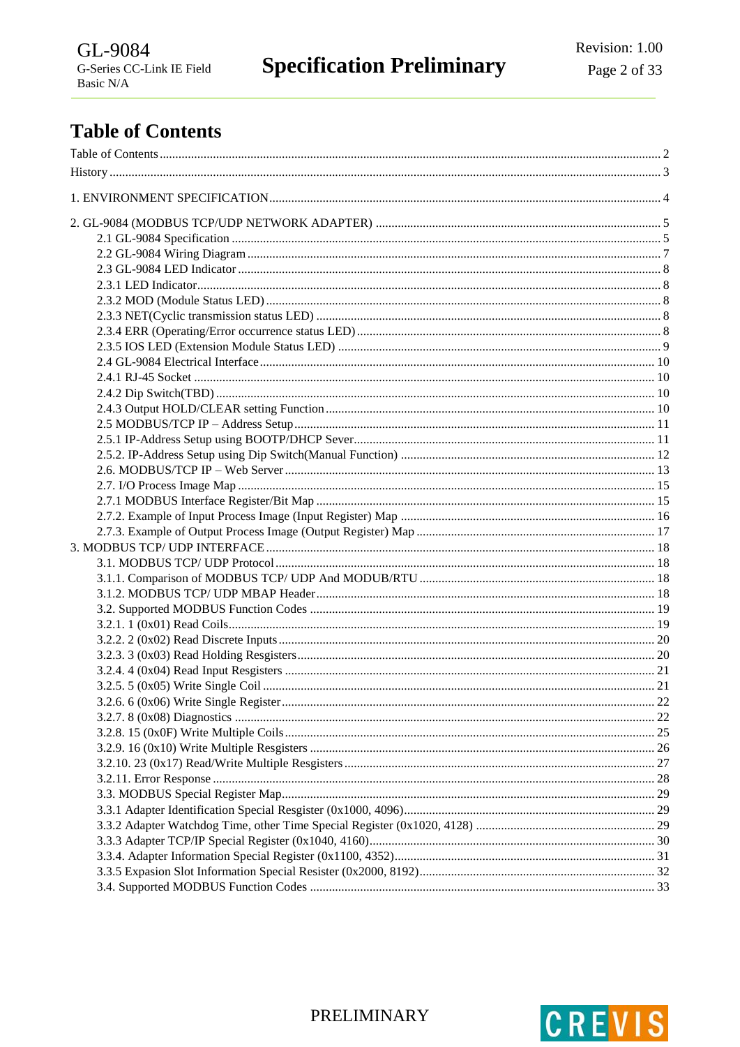# Table of Contents

Table of Contents ........ 2
History ........ 3

1. ENVIRONMENT SPECIFICATION ........ 4

2. GL-9084 (MODBUS TCP/UDP NETWORK ADAPTER) ........ 5
   - 2.1 GL-9084 Specification ........ 5
   - 2.2 GL-9084 Wiring Diagram ........ 7
   - 2.3 GL-9084 LED Indicator ........ 8
   - 2.3.1 LED Indicator ........ 8
   - 2.3.2 MOD (Module Status LED) ........ 8
   - 2.3.3 NET(Cyclic transmission status LED) ........ 8
   - 2.3.4 ERR (Operating/Error occurrence status LED) ........ 8
   - 2.3.5 IOS LED (Extension Module Status LED) ........ 9
   - 2.4 GL-9084 Electrical Interface ........ 10
   - 2.4.1 RJ-45 Socket ........ 10
   - 2.4.2 Dip Switch(TBD) ........ 10
   - 2.4.3 Output HOLD/CLEAR setting Function ........ 10
   - 2.5 MODBUS/TCP IP – Address Setup ........ 11
   - 2.5.1 IP-Address Setup using BOOTP/DHCP Sever ........ 11
   - 2.5.2. IP-Address Setup using Dip Switch(Manual Function) ........ 12
   - 2.6. MODBUS/TCP IP – Web Server ........ 13
   - 2.7. I/O Process Image Map ........ 15
   - 2.7.1 MODBUS Interface Register/Bit Map ........ 15
   - 2.7.2. Example of Input Process Image (Input Register) Map ........ 16
   - 2.7.3. Example of Output Process Image (Output Register) Map ........ 17

3. MODBUS TCP/ UDP INTERFACE ........ 18
   - 3.1. MODBUS TCP/ UDP Protocol ........ 18
   - 3.1.1. Comparison of MODBUS TCP/ UDP And MODUB/RTU ........ 18
   - 3.1.2. MODBUS TCP/ UDP MBAP Header ........ 18
   - 3.2. Supported MODBUS Function Codes ........ 19
   - 3.2.1. 1 (0x01) Read Coils ........ 19
   - 3.2.2. 2 (0x02) Read Discrete Inputs ........ 20
   - 3.2.3. 3 (0x03) Read Holding Resgisters ........ 20
   - 3.2.4. 4 (0x04) Read Input Resgisters ........ 21
   - 3.2.5. 5 (0x05) Write Single Coil ........ 21
   - 3.2.6. 6 (0x06) Write Single Register ........ 22
   - 3.2.7. 8 (0x08) Diagnostics ........ 22
   - 3.2.8. 15 (0x0F) Write Multiple Coils ........ 25
   - 3.2.9. 16 (0x10) Write Multiple Resgisters ........ 26
   - 3.2.10. 23 (0x17) Read/Write Multiple Resgisters ........ 27
   - 3.2.11. Error Response ........ 28
   - 3.3. MODBUS Special Register Map ........ 29
   - 3.3.1 Adapter Identification Special Resgister (0x1000, 4096) ........ 29
   - 3.3.2 Adapter Watchdog Time, other Time Special Register (0x1020, 4128) ........ 29
   - 3.3.3 Adapter TCP/IP Special Register (0x1040, 4160) ........ 30
   - 3.3.4. Adapter Information Special Register (0x1100, 4352) ........ 31
   - 3.3.5 Expasion Slot Information Special Resister (0x2000, 8192) ........ 32
   - 3.4. Supported MODBUS Function Codes ........ 33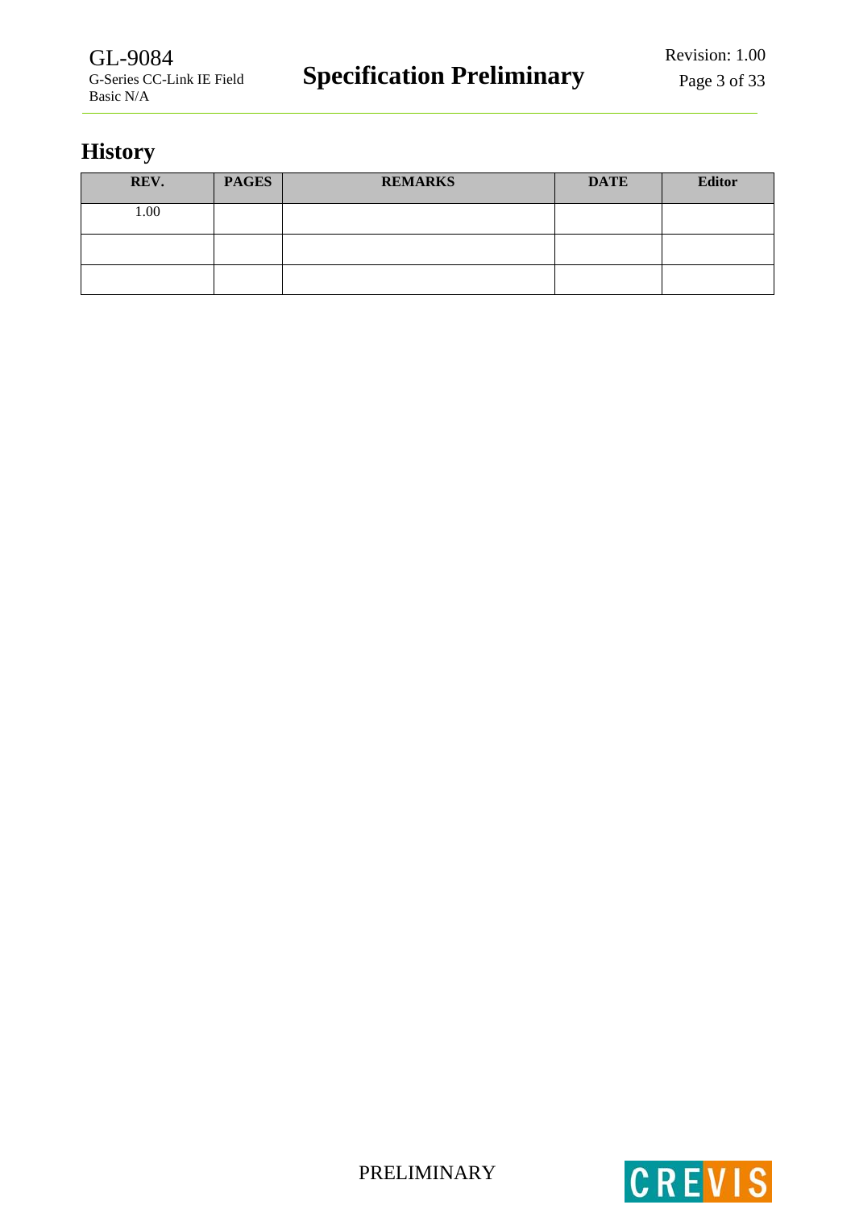## History

| REV. | PAGES | REMARKS | DATE | Editor |
|---|---|---|---|---|
| 1.00 | | | | |
| | | | | |
| | | | | |

PRELIMINARY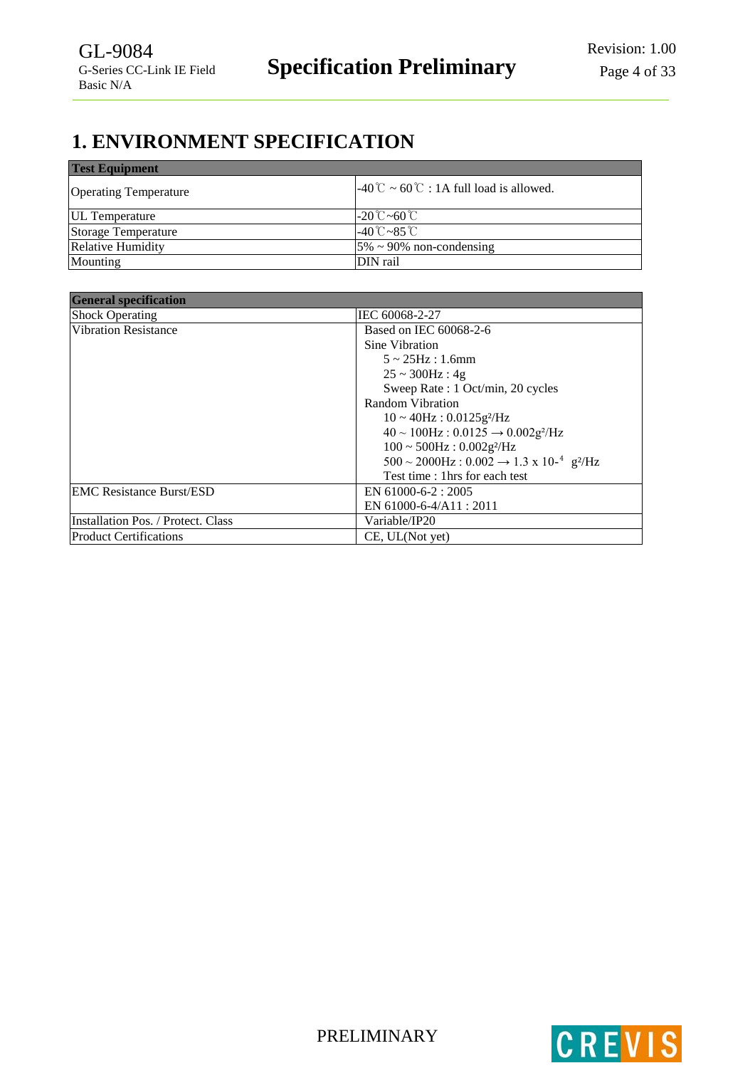# 1. ENVIRONMENT SPECIFICATION

| Test Equipment | |
|---|---|
| Operating Temperature | -40℃ ~ 60℃ : 1A full load is allowed. |
| UL Temperature | -20℃~60℃ |
| Storage Temperature | -40℃~85℃ |
| Relative Humidity | 5% ~ 90% non-condensing |
| Mounting | DIN rail |

| General specification | |
|---|---|
| Shock Operating | IEC 60068-2-27 |
| Vibration Resistance | Based on IEC 60068-2-6<br>Sine Vibration<br>5 ~ 25Hz : 1.6mm<br>25 ~ 300Hz : 4g<br>Sweep Rate : 1 Oct/min, 20 cycles<br>Random Vibration<br>10 ~ 40Hz : 0.0125$g^2$/Hz<br>40 ~ 100Hz : 0.0125 → 0.002$g^2$/Hz<br>100 ~ 500Hz : 0.002$g^2$/Hz<br>500 ~ 2000Hz : 0.002 → 1.3 x $10^{-4}$ $g^2$/Hz<br>Test time : 1hrs for each test |
| EMC Resistance Burst/ESD | EN 61000-6-2 : 2005<br>EN 61000-6-4/A11 : 2011 |
| Installation Pos. / Protect. Class | Variable/IP20 |
| Product Certifications | CE, UL(Not yet) |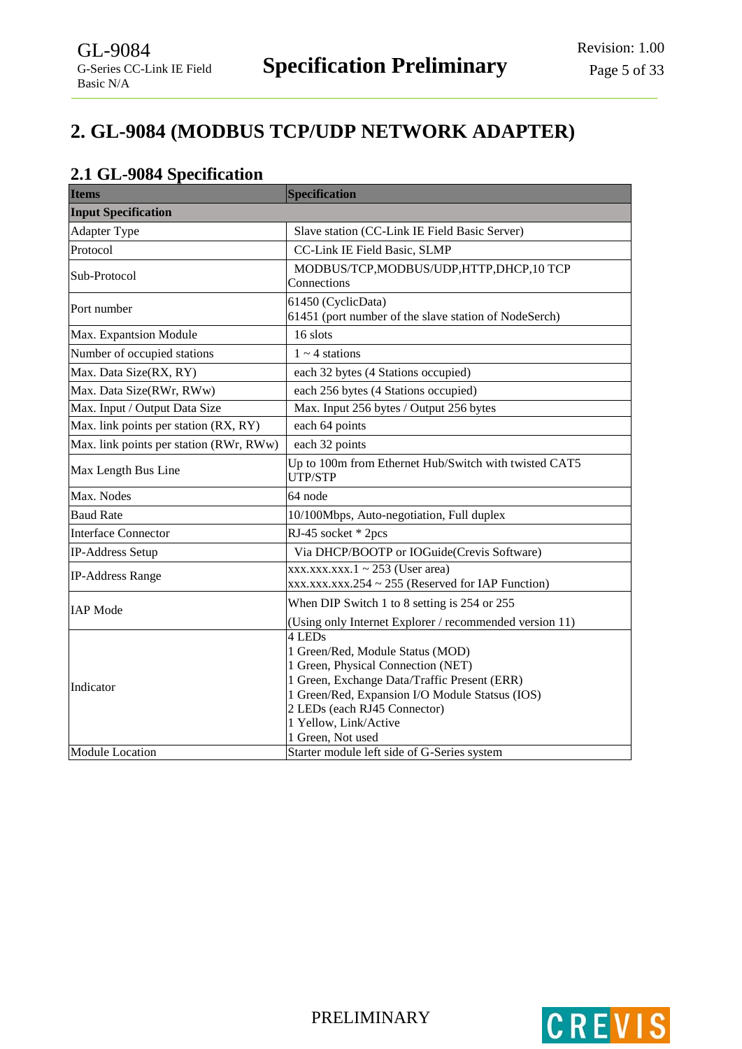# 2. GL-9084 (MODBUS TCP/UDP NETWORK ADAPTER)

## 2.1 GL-9084 Specification

| Items | Specification |
|---|---|
| **Input Specification** | |
| Adapter Type | Slave station (CC-Link IE Field Basic Server) |
| Protocol | CC-Link IE Field Basic, SLMP |
| Sub-Protocol | MODBUS/TCP,MODBUS/UDP,HTTP,DHCP,10 TCP Connections |
| Port number | 61450 (CyclicData)<br>61451 (port number of the slave station of NodeSerch) |
| Max. Expantsion Module | 16 slots |
| Number of occupied stations | 1 ~ 4 stations |
| Max. Data Size(RX, RY) | each 32 bytes (4 Stations occupied) |
| Max. Data Size(RWr, RWw) | each 256 bytes (4 Stations occupied) |
| Max. Input / Output Data Size | Max. Input 256 bytes / Output 256 bytes |
| Max. link points per station (RX, RY) | each 64 points |
| Max. link points per station (RWr, RWw) | each 32 points |
| Max Length Bus Line | Up to 100m from Ethernet Hub/Switch with twisted CAT5 UTP/STP |
| Max. Nodes | 64 node |
| Baud Rate | 10/100Mbps, Auto-negotiation, Full duplex |
| Interface Connector | RJ-45 socket * 2pcs |
| IP-Address Setup | Via DHCP/BOOTP or IOGuide(Crevis Software) |
| IP-Address Range | xxx.xxx.xxx.1 ~ 253 (User area)<br>xxx.xxx.xxx.254 ~ 255 (Reserved for IAP Function) |
| IAP Mode | When DIP Switch 1 to 8 setting is 254 or 255<br>(Using only Internet Explorer / recommended version 11) |
| Indicator | 4 LEDs<br>1 Green/Red, Module Status (MOD)<br>1 Green, Physical Connection (NET)<br>1 Green, Exchange Data/Traffic Present (ERR)<br>1 Green/Red, Expansion I/O Module Statsus (IOS)<br>2 LEDs (each RJ45 Connector)<br>1 Yellow, Link/Active<br>1 Green, Not used |
| Module Location | Starter module left side of G-Series system |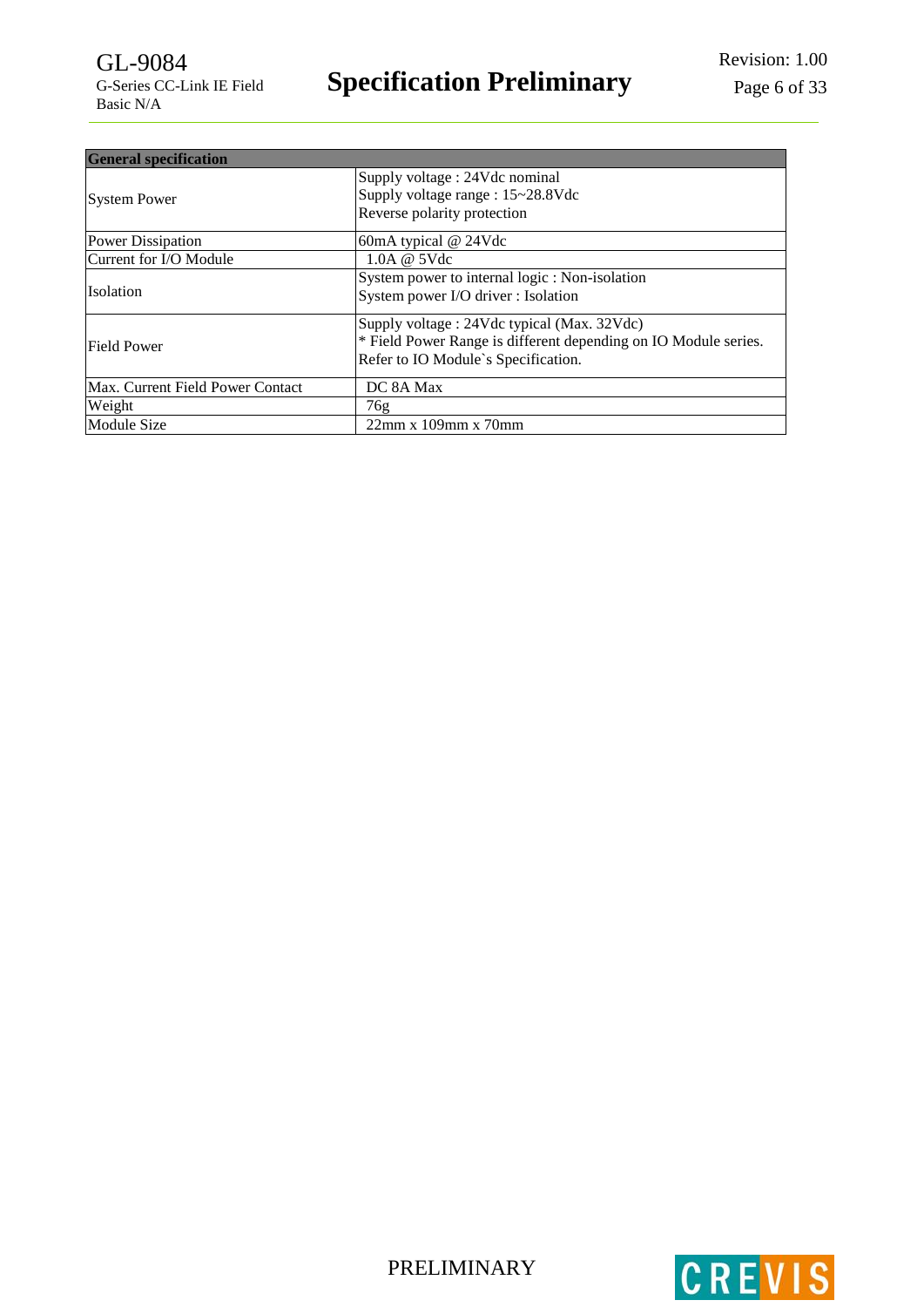| General specification | |
|---|---|
| System Power | Supply voltage : 24Vdc nominal<br>Supply voltage range : 15~28.8Vdc<br>Reverse polarity protection |
| Power Dissipation | 60mA typical @ 24Vdc |
| Current for I/O Module | 1.0A @ 5Vdc |
| Isolation | System power to internal logic : Non-isolation<br>System power I/O driver : Isolation |
| Field Power | Supply voltage : 24Vdc typical (Max. 32Vdc)<br>* Field Power Range is different depending on IO Module series.<br>Refer to IO Module`s Specification. |
| Max. Current Field Power Contact | DC 8A Max |
| Weight | 76g |
| Module Size | 22mm x 109mm x 70mm |

PRELIMINARY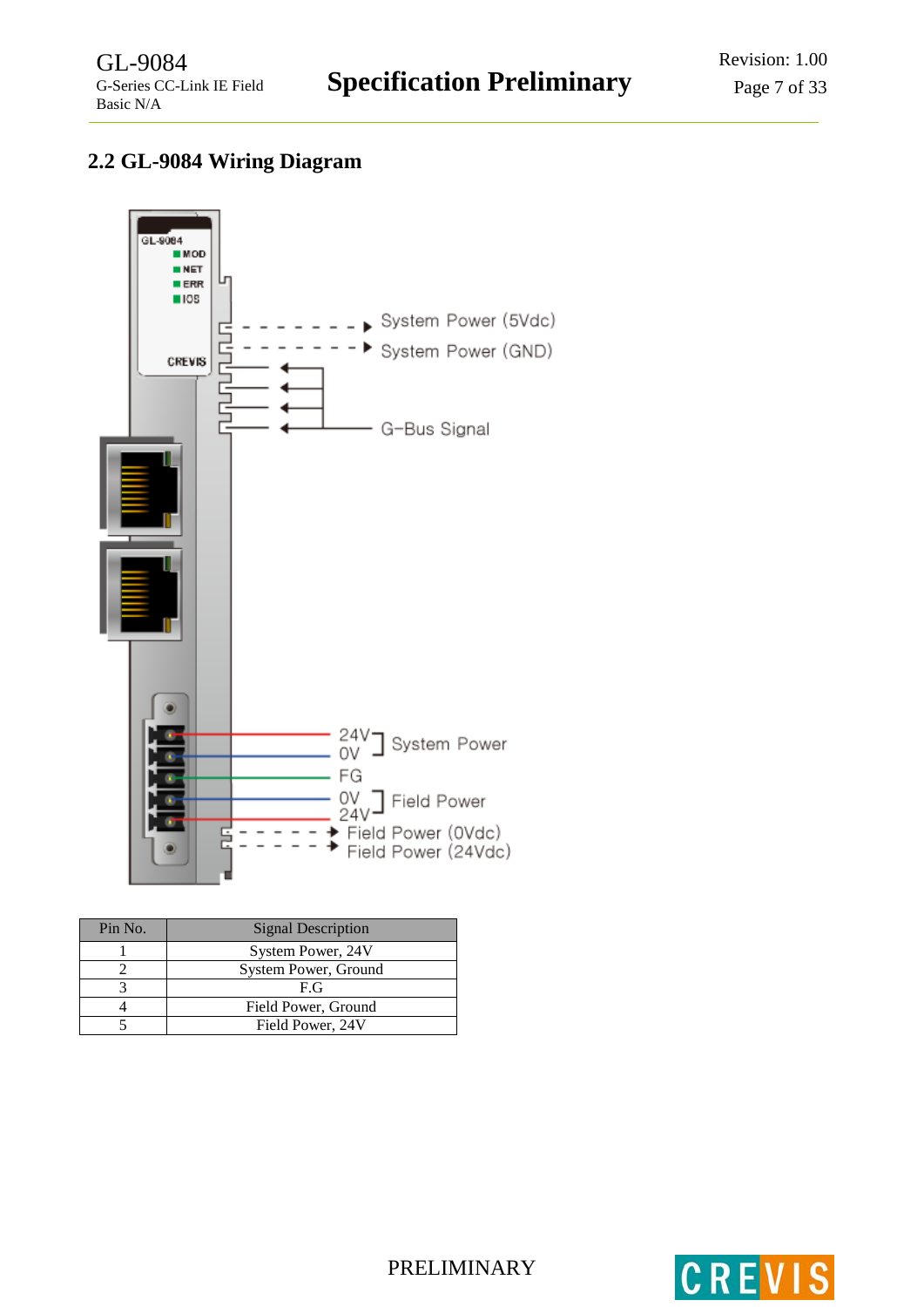## 2.2 GL-9084 Wiring Diagram

GL-9084
MOD
NET
ERR
IOS
CREVIS

System Power (5Vdc)
System Power (GND)
G-Bus Signal

24V
0V
System Power
FG
0V
24V
Field Power
Field Power (0Vdc)
Field Power (24Vdc)

| Pin No. | Signal Description |
|---|---|
| 1 | System Power, 24V |
| 2 | System Power, Ground |
| 3 | F.G |
| 4 | Field Power, Ground |
| 5 | Field Power, 24V |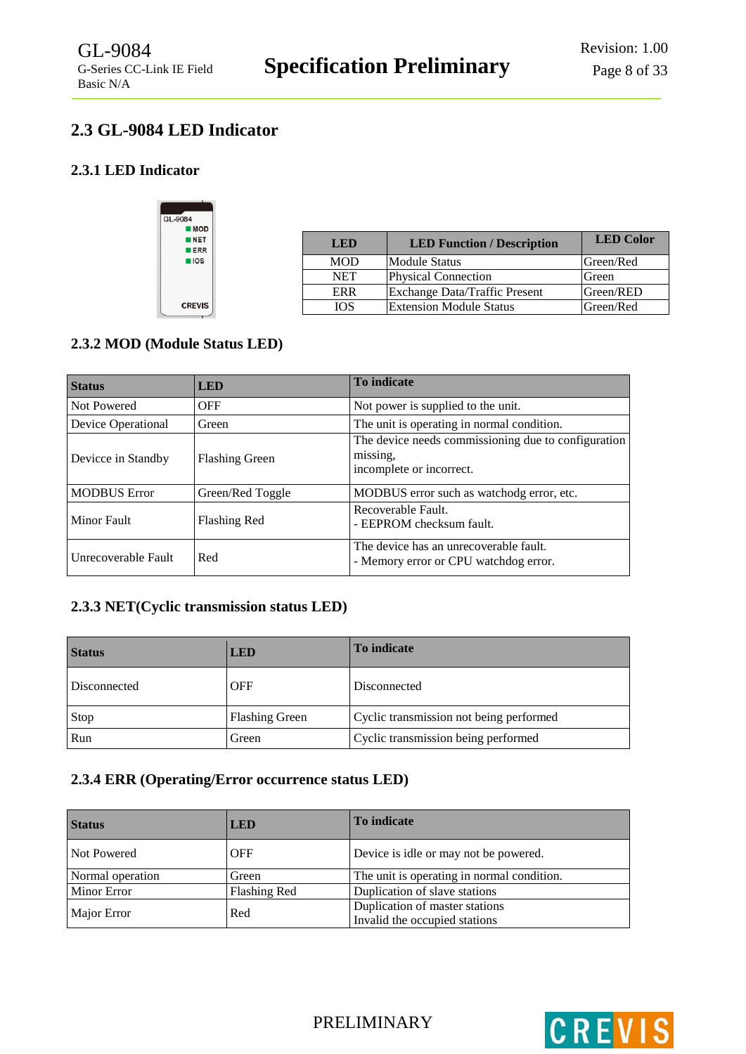## 2.3 GL-9084 LED Indicator

### 2.3.1 LED Indicator

| LED | LED Function / Description | LED Color |
|---|---|---|
| MOD | Module Status | Green/Red |
| NET | Physical Connection | Green |
| ERR | Exchange Data/Traffic Present | Green/RED |
| IOS | Extension Module Status | Green/Red |

### 2.3.2 MOD (Module Status LED)

| Status | LED | To indicate |
|---|---|---|
| Not Powered | OFF | Not power is supplied to the unit. |
| Device Operational | Green | The unit is operating in normal condition. |
| Devicce in Standby | Flashing Green | The device needs commissioning due to configuration missing,<br>incomplete or incorrect. |
| MODBUS Error | Green/Red Toggle | MODBUS error such as watchodg error, etc. |
| Minor Fault | Flashing Red | Recoverable Fault.<br>- EEPROM checksum fault. |
| Unrecoverable Fault | Red | The device has an unrecoverable fault.<br>- Memory error or CPU watchdog error. |

### 2.3.3 NET(Cyclic transmission status LED)

| Status | LED | To indicate |
|---|---|---|
| Disconnected | OFF | Disconnected |
| Stop | Flashing Green | Cyclic transmission not being performed |
| Run | Green | Cyclic transmission being performed |

### 2.3.4 ERR (Operating/Error occurrence status LED)

| Status | LED | To indicate |
|---|---|---|
| Not Powered | OFF | Device is idle or may not be powered. |
| Normal operation | Green | The unit is operating in normal condition. |
| Minor Error | Flashing Red | Duplication of slave stations |
| Major Error | Red | Duplication of master stations<br>Invalid the occupied stations |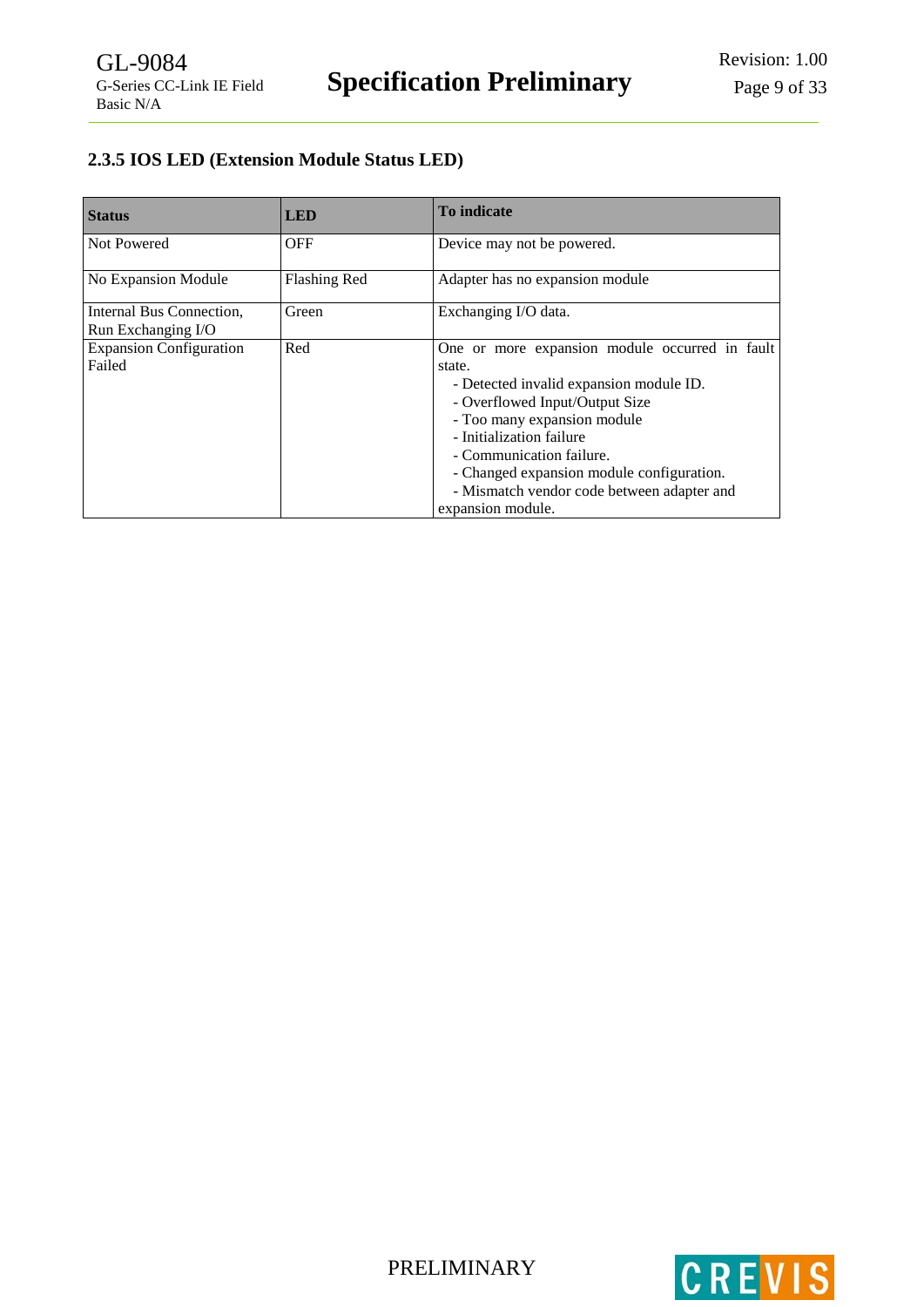### 2.3.5 IOS LED (Extension Module Status LED)

| Status | LED | To indicate |
|---|---|---|
| Not Powered | OFF | Device may not be powered. |
| No Expansion Module | Flashing Red | Adapter has no expansion module |
| Internal Bus Connection, Run Exchanging I/O | Green | Exchanging I/O data. |
| Expansion Configuration Failed | Red | One or more expansion module occurred in fault state.<br>- Detected invalid expansion module ID.<br>- Overflowed Input/Output Size<br>- Too many expansion module<br>- Initialization failure<br>- Communication failure.<br>- Changed expansion module configuration.<br>- Mismatch vendor code between adapter and expansion module. |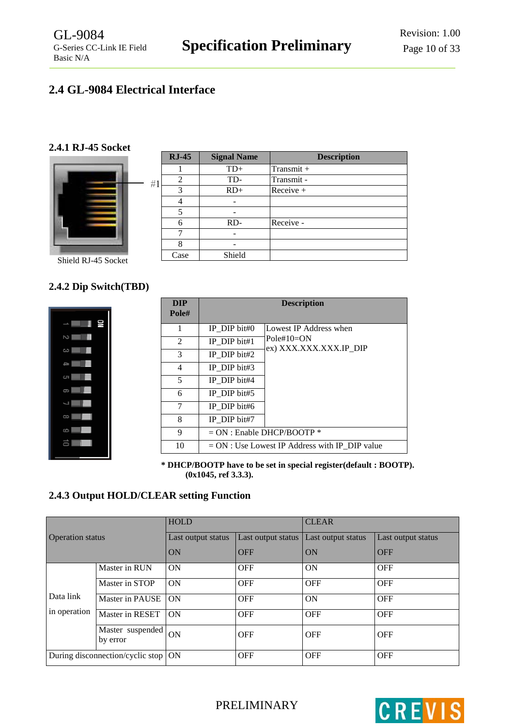## 2.4 GL-9084 Electrical Interface

### 2.4.1 RJ-45 Socket

#1

Shield RJ-45 Socket

| RJ-45 | Signal Name | Description |
|---|---|---|
| 1 | TD+ | Transmit + |
| 2 | TD- | Transmit - |
| 3 | RD+ | Receive + |
| 4 | - | |
| 5 | - | |
| 6 | RD- | Receive - |
| 7 | - | |
| 8 | - | |
| Case | Shield | |

### 2.4.2 Dip Switch(TBD)

| DIP Pole# | Description | |
|---|---|---|
| 1 | IP_DIP bit#0 | Lowest IP Address when Pole#10=ON ex) XXX.XXX.XXX.IP_DIP |
| 2 | IP_DIP bit#1 | |
| 3 | IP_DIP bit#2 | |
| 4 | IP_DIP bit#3 | |
| 5 | IP_DIP bit#4 | |
| 6 | IP_DIP bit#5 | |
| 7 | IP_DIP bit#6 | |
| 8 | IP_DIP bit#7 | |
| 9 | = ON : Enable DHCP/BOOTP * | |
| 10 | = ON : Use Lowest IP Address with IP_DIP value | |

**\* DHCP/BOOTP have to be set in special register(default : BOOTP). (0x1045, ref 3.3.3).**

### 2.4.3 Output HOLD/CLEAR setting Function

| Operation status | | HOLD | | CLEAR | |
|---|---|---|---|---|---|
| | | Last output status ON | Last output status OFF | Last output status ON | Last output status OFF |
| Data link in operation | Master in RUN | ON | OFF | ON | OFF |
| | Master in STOP | ON | OFF | OFF | OFF |
| | Master in PAUSE | ON | OFF | ON | OFF |
| | Master in RESET | ON | OFF | OFF | OFF |
| | Master suspended by error | ON | OFF | OFF | OFF |
| During disconnection/cyclic stop | | ON | OFF | OFF | OFF |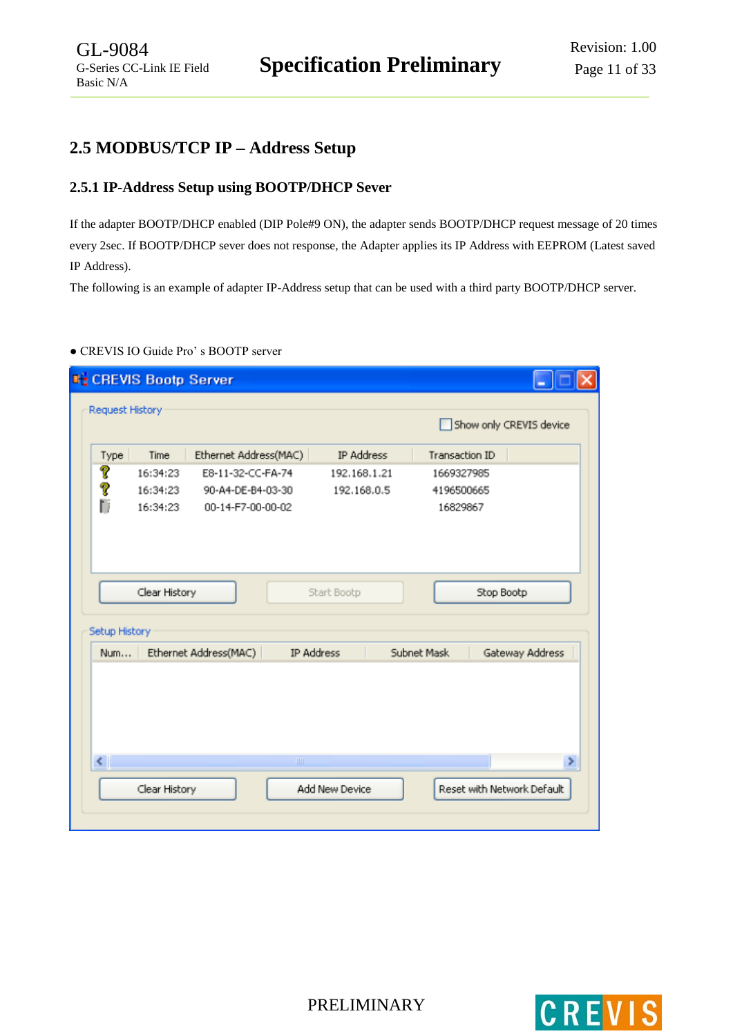## 2.5 MODBUS/TCP IP – Address Setup

### 2.5.1 IP-Address Setup using BOOTP/DHCP Sever

If the adapter BOOTP/DHCP enabled (DIP Pole#9 ON), the adapter sends BOOTP/DHCP request message of 20 times every 2sec. If BOOTP/DHCP sever does not response, the Adapter applies its IP Address with EEPROM (Latest saved IP Address).

The following is an example of adapter IP-Address setup that can be used with a third party BOOTP/DHCP server.

● CREVIS IO Guide Pro' s BOOTP server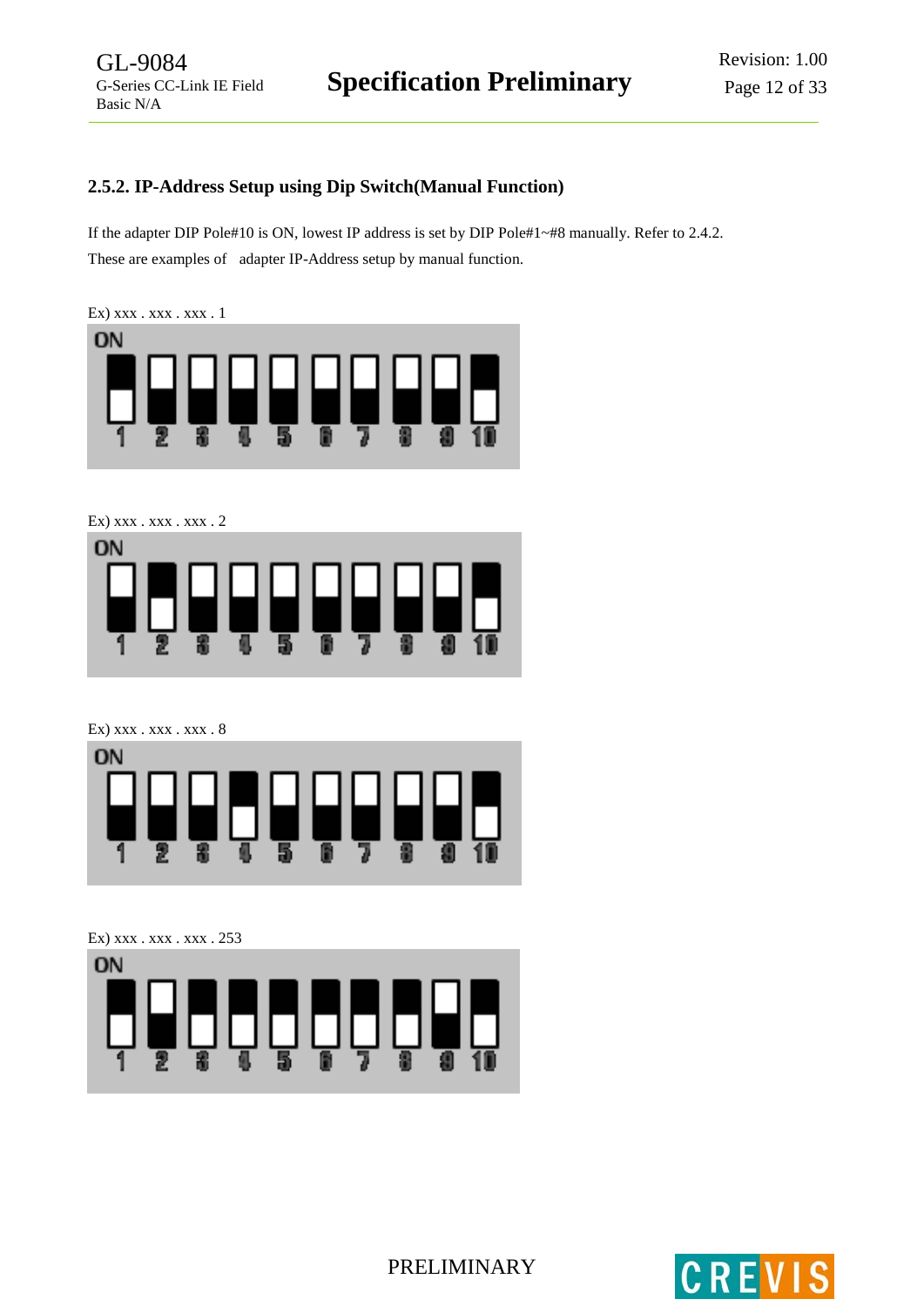### 2.5.2. IP-Address Setup using Dip Switch(Manual Function)

If the adapter DIP Pole#10 is ON, lowest IP address is set by DIP Pole#1~#8 manually. Refer to 2.4.2.
These are examples of adapter IP-Address setup by manual function.

Ex) xxx . xxx . xxx . 1

Ex) xxx . xxx . xxx . 2

Ex) xxx . xxx . xxx . 8

Ex) xxx . xxx . xxx . 253

PRELIMINARY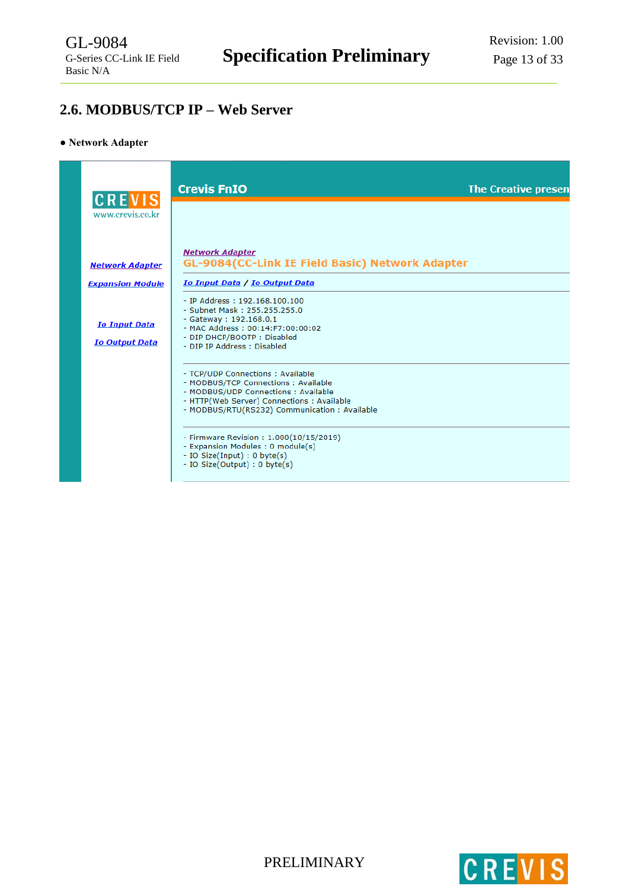## 2.6. MODBUS/TCP IP – Web Server

● **Network Adapter**

CREVIS
www.crevis.co.kr

Network Adapter

Expansion Module

Io Input Data

Io Output Data

**Crevis FnIO** The Creative presen

Network Adapter
GL-9084(CC-Link IE Field Basic) Network Adapter

Io Input Data / Io Output Data

- IP Address : 192.168.100.100
- Subnet Mask : 255.255.255.0
- Gateway : 192.168.0.1
- MAC Address : 00:14:F7:00:00:02
- DIP DHCP/BOOTP : Disabled
- DIP IP Address : Disabled

- TCP/UDP Connections : Available
- MODBUS/TCP Connections : Available
- MODBUS/UDP Connections : Available
- HTTP(Web Server) Connections : Available
- MODBUS/RTU(RS232) Communication : Available

- Firmware Revision : 1.000(10/15/2019)
- Expansion Modules : 0 module(s)
- IO Size(Input) : 0 byte(s)
- IO Size(Output) : 0 byte(s)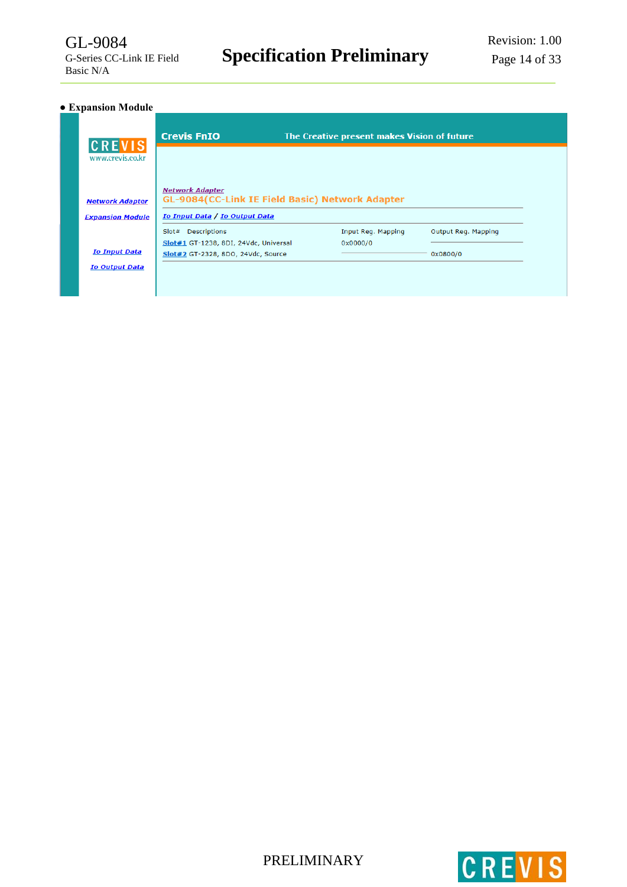- **Expansion Module**

CREVIS
www.crevis.co.kr

Network Adapter

Expansion Module

To Input Data

To Output Data

**Crevis FnIO** The Creative present makes Vision of future

Network Adapter

GL-9084(CC-Link IE Field Basic) Network Adapter

To Input Data / To Output Data

| Slot# Descriptions | Input Reg. Mapping | Output Reg. Mapping |
|---|---|---|
| Slot#1 GT-1238, 8DI, 24Vdc, Universal | 0x0000/0 | |
| Slot#2 GT-2328, 8DO, 24Vdc, Source | | 0x0800/0 |

PRELIMINARY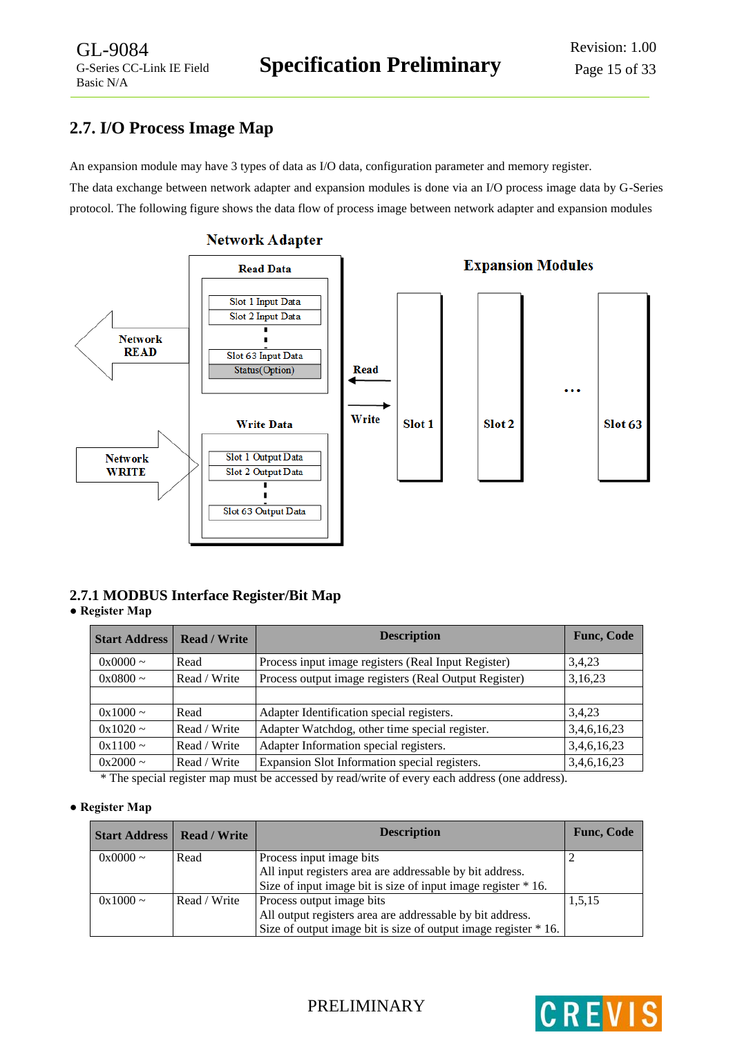## 2.7. I/O Process Image Map

An expansion module may have 3 types of data as I/O data, configuration parameter and memory register.
The data exchange between network adapter and expansion modules is done via an I/O process image data by G-Series protocol. The following figure shows the data flow of process image between network adapter and expansion modules

Network Adapter

Read Data

Slot 1 Input Data
Slot 2 Input Data
Slot 63 Input Data
Status(Option)

Network READ

Write Data

Slot 1 Output Data
Slot 2 Output Data
Slot 63 Output Data

Network WRITE

Read

Write

Expansion Modules

Slot 1 Slot 2 ... Slot 63

### 2.7.1 MODBUS Interface Register/Bit Map

● **Register Map**

| Start Address | Read / Write | Description | Func, Code |
|---|---|---|---|
| 0x0000 ~ | Read | Process input image registers (Real Input Register) | 3,4,23 |
| 0x0800 ~ | Read / Write | Process output image registers (Real Output Register) | 3,16,23 |
| | | | |
| 0x1000 ~ | Read | Adapter Identification special registers. | 3,4,23 |
| 0x1020 ~ | Read / Write | Adapter Watchdog, other time special register. | 3,4,6,16,23 |
| 0x1100 ~ | Read / Write | Adapter Information special registers. | 3,4,6,16,23 |
| 0x2000 ~ | Read / Write | Expansion Slot Information special registers. | 3,4,6,16,23 |

* The special register map must be accessed by read/write of every each address (one address).

● **Register Map**

| Start Address | Read / Write | Description | Func, Code |
|---|---|---|---|
| 0x0000 ~ | Read | Process input image bits<br>All input registers area are addressable by bit address.<br>Size of input image bit is size of input image register * 16. | 2 |
| 0x1000 ~ | Read / Write | Process output image bits<br>All output registers area are addressable by bit address.<br>Size of output image bit is size of output image register * 16. | 1,5,15 |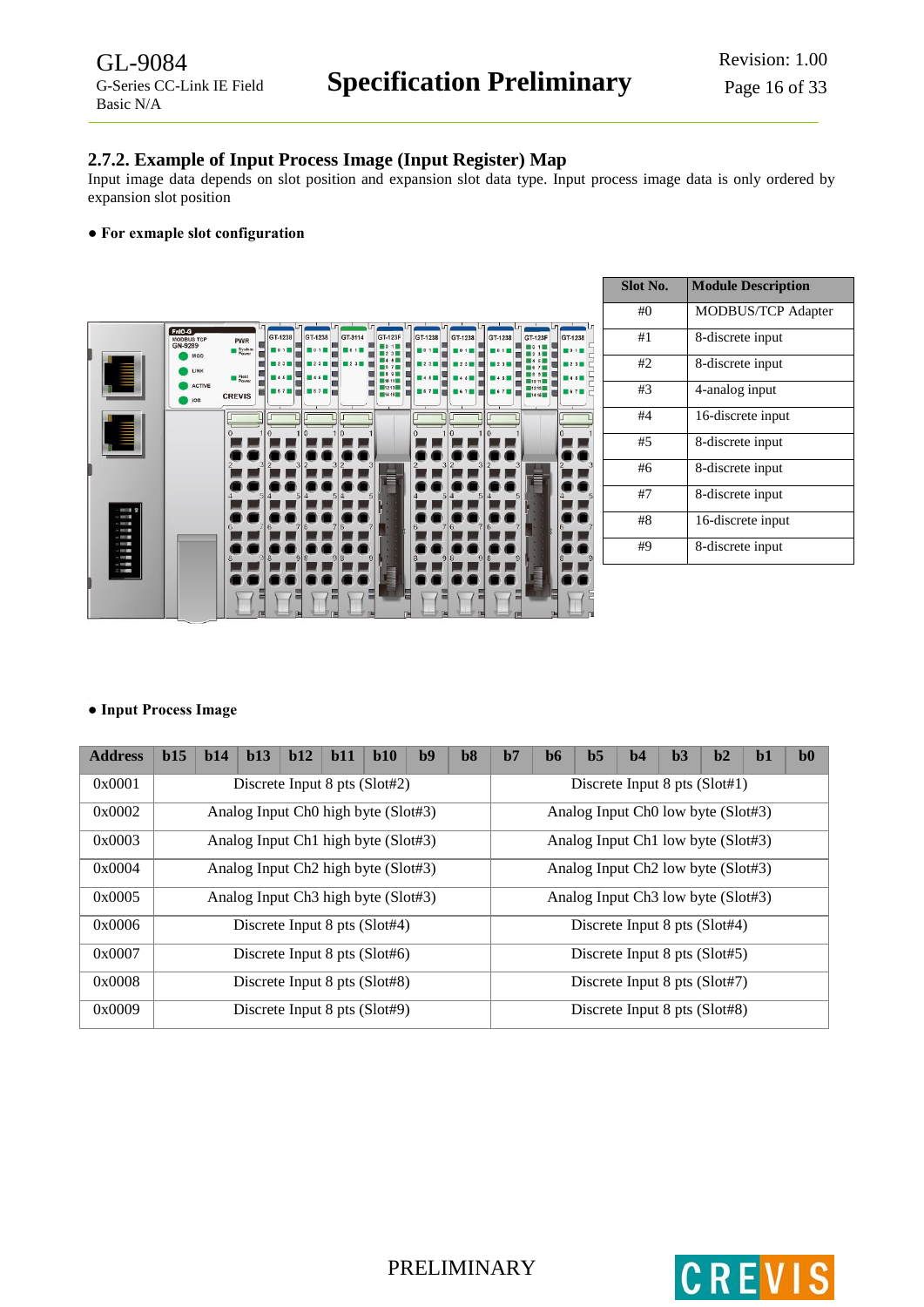## 2.7.2. Example of Input Process Image (Input Register) Map

Input image data depends on slot position and expansion slot data type. Input process image data is only ordered by expansion slot position

**● For exmaple slot configuration**

| Slot No. | Module Description |
|---|---|
| #0 | MODBUS/TCP Adapter |
| #1 | 8-discrete input |
| #2 | 8-discrete input |
| #3 | 4-analog input |
| #4 | 16-discrete input |
| #5 | 8-discrete input |
| #6 | 8-discrete input |
| #7 | 8-discrete input |
| #8 | 16-discrete input |
| #9 | 8-discrete input |

**● Input Process Image**

| Address | b15 | b14 | b13 | b12 | b11 | b10 | b9 | b8 | b7 | b6 | b5 | b4 | b3 | b2 | b1 | b0 |
|---|---|---|---|---|---|---|---|---|---|---|---|---|---|---|---|---|
| 0x0001 | Discrete Input 8 pts (Slot#2) | | | | | | | | Discrete Input 8 pts (Slot#1) | | | | | | | |
| 0x0002 | Analog Input Ch0 high byte (Slot#3) | | | | | | | | Analog Input Ch0 low byte (Slot#3) | | | | | | | |
| 0x0003 | Analog Input Ch1 high byte (Slot#3) | | | | | | | | Analog Input Ch1 low byte (Slot#3) | | | | | | | |
| 0x0004 | Analog Input Ch2 high byte (Slot#3) | | | | | | | | Analog Input Ch2 low byte (Slot#3) | | | | | | | |
| 0x0005 | Analog Input Ch3 high byte (Slot#3) | | | | | | | | Analog Input Ch3 low byte (Slot#3) | | | | | | | |
| 0x0006 | Discrete Input 8 pts (Slot#4) | | | | | | | | Discrete Input 8 pts (Slot#4) | | | | | | | |
| 0x0007 | Discrete Input 8 pts (Slot#6) | | | | | | | | Discrete Input 8 pts (Slot#5) | | | | | | | |
| 0x0008 | Discrete Input 8 pts (Slot#8) | | | | | | | | Discrete Input 8 pts (Slot#7) | | | | | | | |
| 0x0009 | Discrete Input 8 pts (Slot#9) | | | | | | | | Discrete Input 8 pts (Slot#8) | | | | | | | |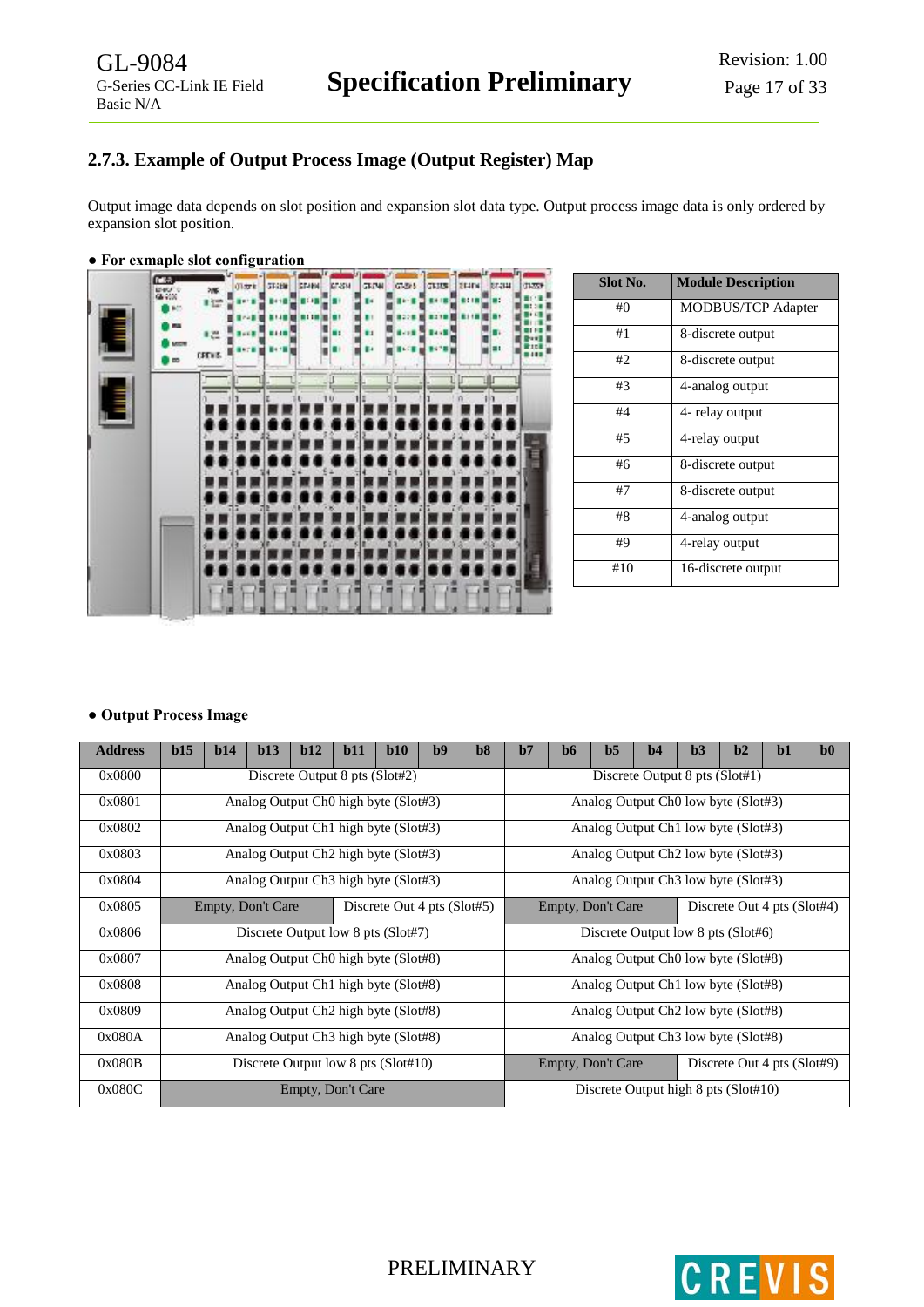### 2.7.3. Example of Output Process Image (Output Register) Map

Output image data depends on slot position and expansion slot data type. Output process image data is only ordered by expansion slot position.

● **For exmaple slot configuration**

| Slot No. | Module Description |
|---|---|
| #0 | MODBUS/TCP Adapter |
| #1 | 8-discrete output |
| #2 | 8-discrete output |
| #3 | 4-analog output |
| #4 | 4- relay output |
| #5 | 4-relay output |
| #6 | 8-discrete output |
| #7 | 8-discrete output |
| #8 | 4-analog output |
| #9 | 4-relay output |
| #10 | 16-discrete output |

● **Output Process Image**

| Address | b15 | b14 | b13 | b12 | b11 | b10 | b9 | b8 | b7 | b6 | b5 | b4 | b3 | b2 | b1 | b0 |
|---|---|---|---|---|---|---|---|---|---|---|---|---|---|---|---|---|
| 0x0800 | Discrete Output 8 pts (Slot#2) | | | | | | | | Discrete Output 8 pts (Slot#1) | | | | | | | |
| 0x0801 | Analog Output Ch0 high byte (Slot#3) | | | | | | | | Analog Output Ch0 low byte (Slot#3) | | | | | | | |
| 0x0802 | Analog Output Ch1 high byte (Slot#3) | | | | | | | | Analog Output Ch1 low byte (Slot#3) | | | | | | | |
| 0x0803 | Analog Output Ch2 high byte (Slot#3) | | | | | | | | Analog Output Ch2 low byte (Slot#3) | | | | | | | |
| 0x0804 | Analog Output Ch3 high byte (Slot#3) | | | | | | | | Analog Output Ch3 low byte (Slot#3) | | | | | | | |
| 0x0805 | Empty, Don't Care | | | | Discrete Out 4 pts (Slot#5) | | | | Empty, Don't Care | | | | Discrete Out 4 pts (Slot#4) | | | |
| 0x0806 | Discrete Output low 8 pts (Slot#7) | | | | | | | | Discrete Output low 8 pts (Slot#6) | | | | | | | |
| 0x0807 | Analog Output Ch0 high byte (Slot#8) | | | | | | | | Analog Output Ch0 low byte (Slot#8) | | | | | | | |
| 0x0808 | Analog Output Ch1 high byte (Slot#8) | | | | | | | | Analog Output Ch1 low byte (Slot#8) | | | | | | | |
| 0x0809 | Analog Output Ch2 high byte (Slot#8) | | | | | | | | Analog Output Ch2 low byte (Slot#8) | | | | | | | |
| 0x080A | Analog Output Ch3 high byte (Slot#8) | | | | | | | | Analog Output Ch3 low byte (Slot#8) | | | | | | | |
| 0x080B | Discrete Output low 8 pts (Slot#10) | | | | | | | | Empty, Don't Care | | | | Discrete Out 4 pts (Slot#9) | | | |
| 0x080C | Empty, Don't Care | | | | | | | | Discrete Output high 8 pts (Slot#10) | | | | | | | |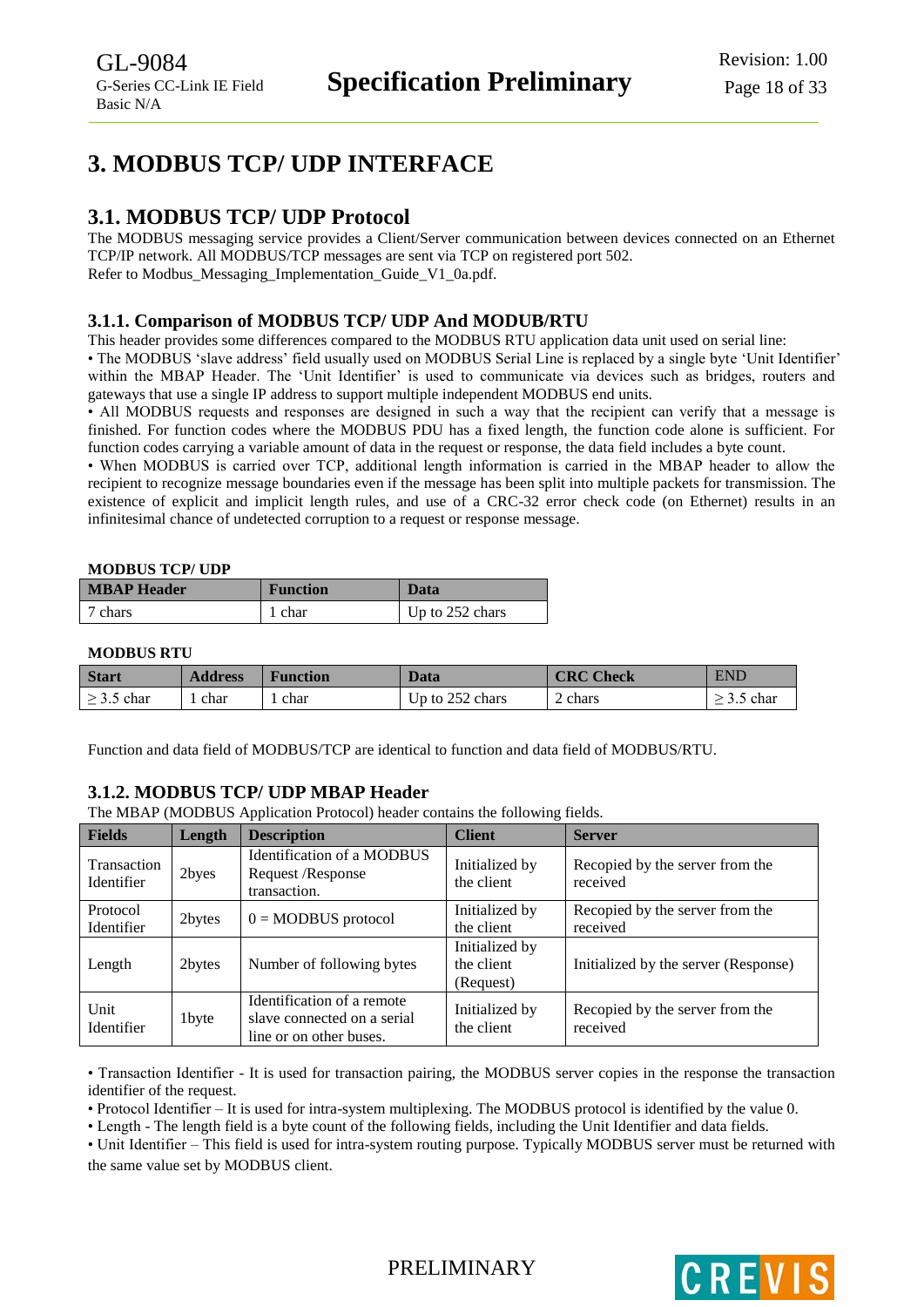# 3. MODBUS TCP/ UDP INTERFACE

## 3.1. MODBUS TCP/ UDP Protocol

The MODBUS messaging service provides a Client/Server communication between devices connected on an Ethernet TCP/IP network. All MODBUS/TCP messages are sent via TCP on registered port 502.
Refer to Modbus_Messaging_Implementation_Guide_V1_0a.pdf.

### 3.1.1. Comparison of MODBUS TCP/ UDP And MODUB/RTU

This header provides some differences compared to the MODBUS RTU application data unit used on serial line:
• The MODBUS 'slave address' field usually used on MODBUS Serial Line is replaced by a single byte 'Unit Identifier' within the MBAP Header. The 'Unit Identifier' is used to communicate via devices such as bridges, routers and gateways that use a single IP address to support multiple independent MODBUS end units.
• All MODBUS requests and responses are designed in such a way that the recipient can verify that a message is finished. For function codes where the MODBUS PDU has a fixed length, the function code alone is sufficient. For function codes carrying a variable amount of data in the request or response, the data field includes a byte count.
• When MODBUS is carried over TCP, additional length information is carried in the MBAP header to allow the recipient to recognize message boundaries even if the message has been split into multiple packets for transmission. The existence of explicit and implicit length rules, and use of a CRC-32 error check code (on Ethernet) results in an infinitesimal chance of undetected corruption to a request or response message.

**MODBUS TCP/ UDP**

| MBAP Header | Function | Data |
|---|---|---|
| 7 chars | 1 char | Up to 252 chars |

**MODBUS RTU**

| Start | Address | Function | Data | CRC Check | END |
|---|---|---|---|---|---|
| ≥ 3.5 char | 1 char | 1 char | Up to 252 chars | 2 chars | ≥ 3.5 char |

Function and data field of MODBUS/TCP are identical to function and data field of MODBUS/RTU.

### 3.1.2. MODBUS TCP/ UDP MBAP Header

The MBAP (MODBUS Application Protocol) header contains the following fields.

| Fields | Length | Description | Client | Server |
|---|---|---|---|---|
| Transaction Identifier | 2byes | Identification of a MODBUS Request /Response transaction. | Initialized by the client | Recopied by the server from the received |
| Protocol Identifier | 2bytes | 0 = MODBUS protocol | Initialized by the client | Recopied by the server from the received |
| Length | 2bytes | Number of following bytes | Initialized by the client (Request) | Initialized by the server (Response) |
| Unit Identifier | 1byte | Identification of a remote slave connected on a serial line or on other buses. | Initialized by the client | Recopied by the server from the received |

• Transaction Identifier - It is used for transaction pairing, the MODBUS server copies in the response the transaction identifier of the request.
• Protocol Identifier – It is used for intra-system multiplexing. The MODBUS protocol is identified by the value 0.
• Length - The length field is a byte count of the following fields, including the Unit Identifier and data fields.
• Unit Identifier – This field is used for intra-system routing purpose. Typically MODBUS server must be returned with the same value set by MODBUS client.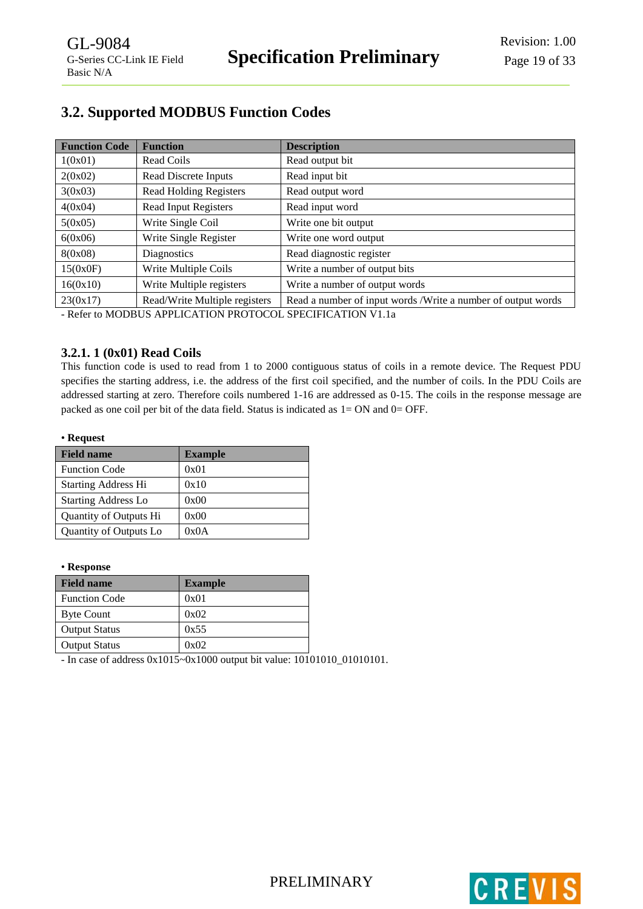## 3.2. Supported MODBUS Function Codes

| Function Code | Function | Description |
|---|---|---|
| 1(0x01) | Read Coils | Read output bit |
| 2(0x02) | Read Discrete Inputs | Read input bit |
| 3(0x03) | Read Holding Registers | Read output word |
| 4(0x04) | Read Input Registers | Read input word |
| 5(0x05) | Write Single Coil | Write one bit output |
| 6(0x06) | Write Single Register | Write one word output |
| 8(0x08) | Diagnostics | Read diagnostic register |
| 15(0x0F) | Write Multiple Coils | Write a number of output bits |
| 16(0x10) | Write Multiple registers | Write a number of output words |
| 23(0x17) | Read/Write Multiple registers | Read a number of input words /Write a number of output words |

- Refer to MODBUS APPLICATION PROTOCOL SPECIFICATION V1.1a

### 3.2.1. 1 (0x01) Read Coils

This function code is used to read from 1 to 2000 contiguous status of coils in a remote device. The Request PDU specifies the starting address, i.e. the address of the first coil specified, and the number of coils. In the PDU Coils are addressed starting at zero. Therefore coils numbered 1-16 are addressed as 0-15. The coils in the response message are packed as one coil per bit of the data field. Status is indicated as 1= ON and 0= OFF.

**• Request**

| Field name | Example |
|---|---|
| Function Code | 0x01 |
| Starting Address Hi | 0x10 |
| Starting Address Lo | 0x00 |
| Quantity of Outputs Hi | 0x00 |
| Quantity of Outputs Lo | 0x0A |

**• Response**

| Field name | Example |
|---|---|
| Function Code | 0x01 |
| Byte Count | 0x02 |
| Output Status | 0x55 |
| Output Status | 0x02 |

- In case of address 0x1015~0x1000 output bit value: 10101010_01010101.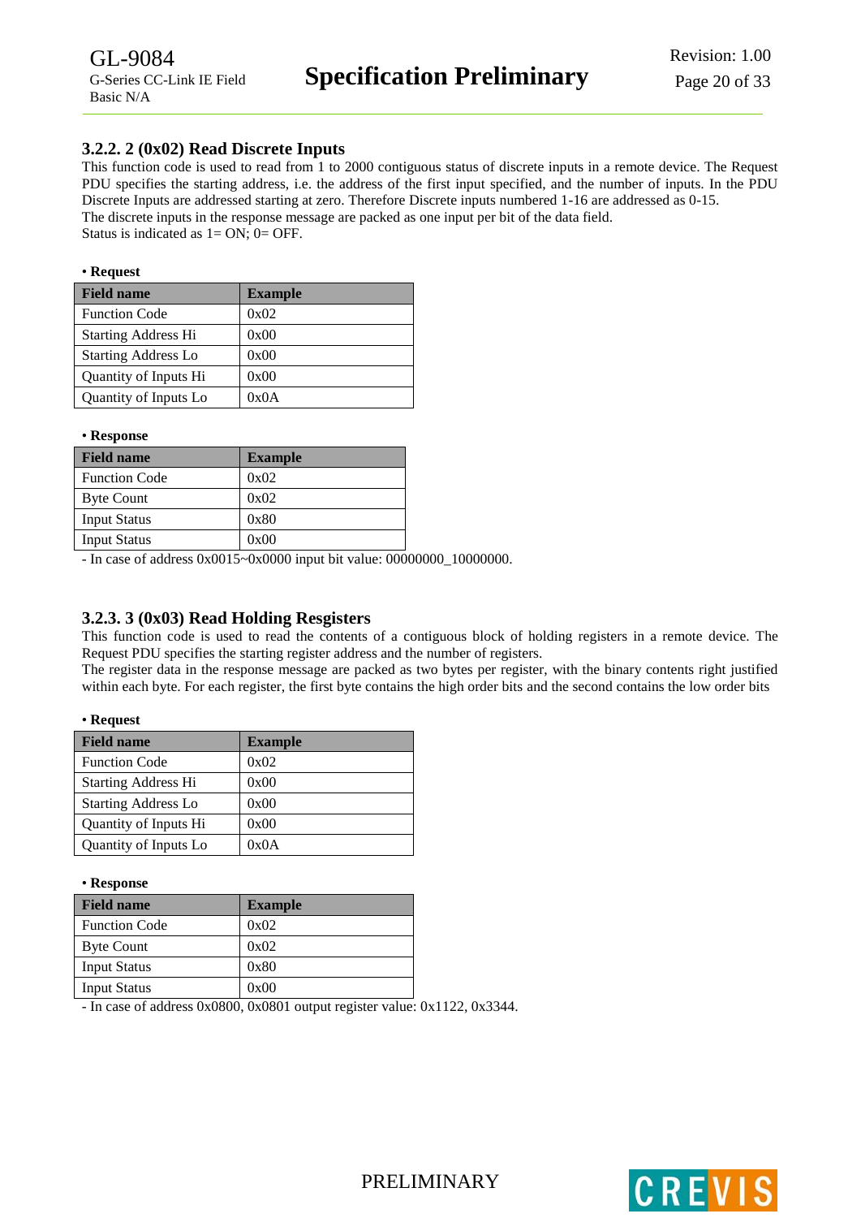### 3.2.2. 2 (0x02) Read Discrete Inputs

This function code is used to read from 1 to 2000 contiguous status of discrete inputs in a remote device. The Request PDU specifies the starting address, i.e. the address of the first input specified, and the number of inputs. In the PDU Discrete Inputs are addressed starting at zero. Therefore Discrete inputs numbered 1-16 are addressed as 0-15.
The discrete inputs in the response message are packed as one input per bit of the data field.
Status is indicated as 1= ON; 0= OFF.

**• Request**

| Field name | Example |
|---|---|
| Function Code | 0x02 |
| Starting Address Hi | 0x00 |
| Starting Address Lo | 0x00 |
| Quantity of Inputs Hi | 0x00 |
| Quantity of Inputs Lo | 0x0A |

**• Response**

| Field name | Example |
|---|---|
| Function Code | 0x02 |
| Byte Count | 0x02 |
| Input Status | 0x80 |
| Input Status | 0x00 |

- In case of address 0x0015~0x0000 input bit value: 00000000_10000000.

### 3.2.3. 3 (0x03) Read Holding Resgisters

This function code is used to read the contents of a contiguous block of holding registers in a remote device. The Request PDU specifies the starting register address and the number of registers.
The register data in the response message are packed as two bytes per register, with the binary contents right justified within each byte. For each register, the first byte contains the high order bits and the second contains the low order bits

**• Request**

| Field name | Example |
|---|---|
| Function Code | 0x02 |
| Starting Address Hi | 0x00 |
| Starting Address Lo | 0x00 |
| Quantity of Inputs Hi | 0x00 |
| Quantity of Inputs Lo | 0x0A |

**• Response**

| Field name | Example |
|---|---|
| Function Code | 0x02 |
| Byte Count | 0x02 |
| Input Status | 0x80 |
| Input Status | 0x00 |

- In case of address 0x0800, 0x0801 output register value: 0x1122, 0x3344.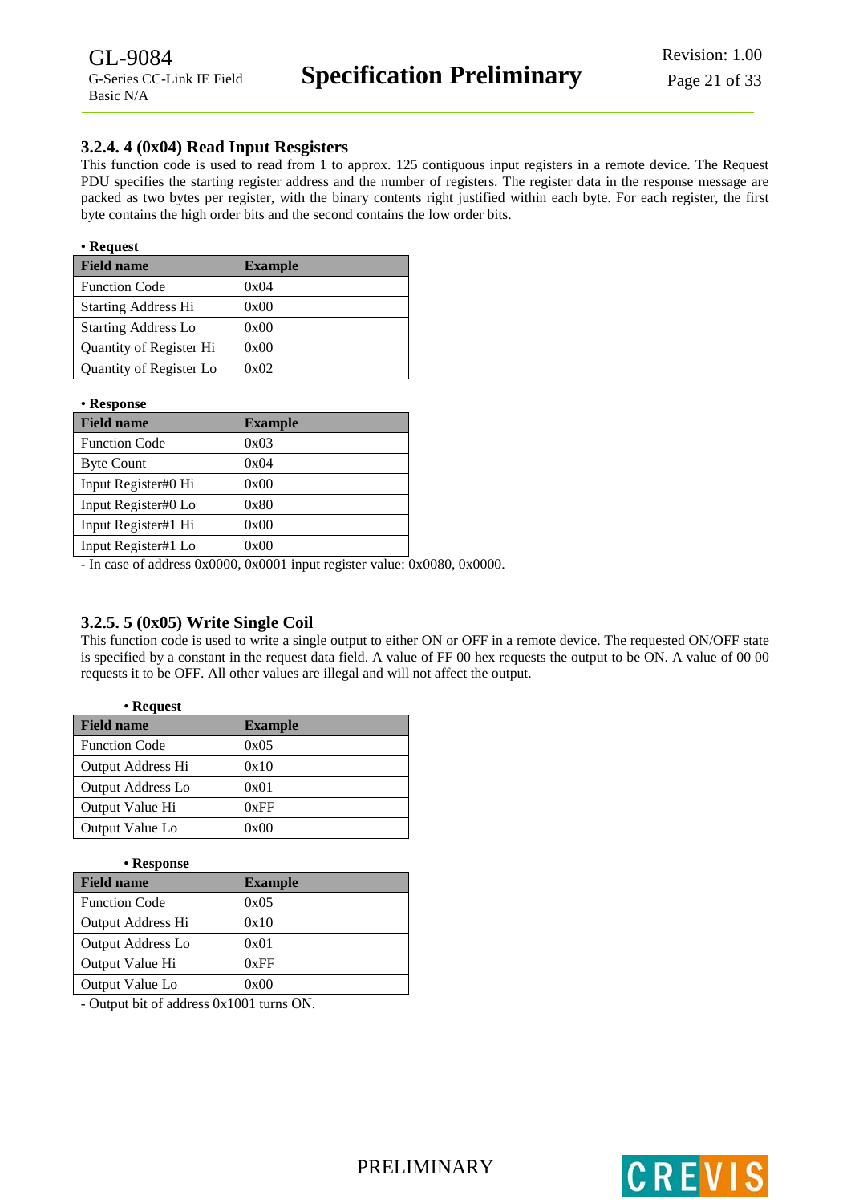### 3.2.4. 4 (0x04) Read Input Resgisters

This function code is used to read from 1 to approx. 125 contiguous input registers in a remote device. The Request PDU specifies the starting register address and the number of registers. The register data in the response message are packed as two bytes per register, with the binary contents right justified within each byte. For each register, the first byte contains the high order bits and the second contains the low order bits.

• **Request**

| Field name | Example |
|---|---|
| Function Code | 0x04 |
| Starting Address Hi | 0x00 |
| Starting Address Lo | 0x00 |
| Quantity of Register Hi | 0x00 |
| Quantity of Register Lo | 0x02 |

• **Response**

| Field name | Example |
|---|---|
| Function Code | 0x03 |
| Byte Count | 0x04 |
| Input Register#0 Hi | 0x00 |
| Input Register#0 Lo | 0x80 |
| Input Register#1 Hi | 0x00 |
| Input Register#1 Lo | 0x00 |

- In case of address 0x0000, 0x0001 input register value: 0x0080, 0x0000.

### 3.2.5. 5 (0x05) Write Single Coil

This function code is used to write a single output to either ON or OFF in a remote device. The requested ON/OFF state is specified by a constant in the request data field. A value of FF 00 hex requests the output to be ON. A value of 00 00 requests it to be OFF. All other values are illegal and will not affect the output.

• **Request**

| Field name | Example |
|---|---|
| Function Code | 0x05 |
| Output Address Hi | 0x10 |
| Output Address Lo | 0x01 |
| Output Value Hi | 0xFF |
| Output Value Lo | 0x00 |

• **Response**

| Field name | Example |
|---|---|
| Function Code | 0x05 |
| Output Address Hi | 0x10 |
| Output Address Lo | 0x01 |
| Output Value Hi | 0xFF |
| Output Value Lo | 0x00 |

- Output bit of address 0x1001 turns ON.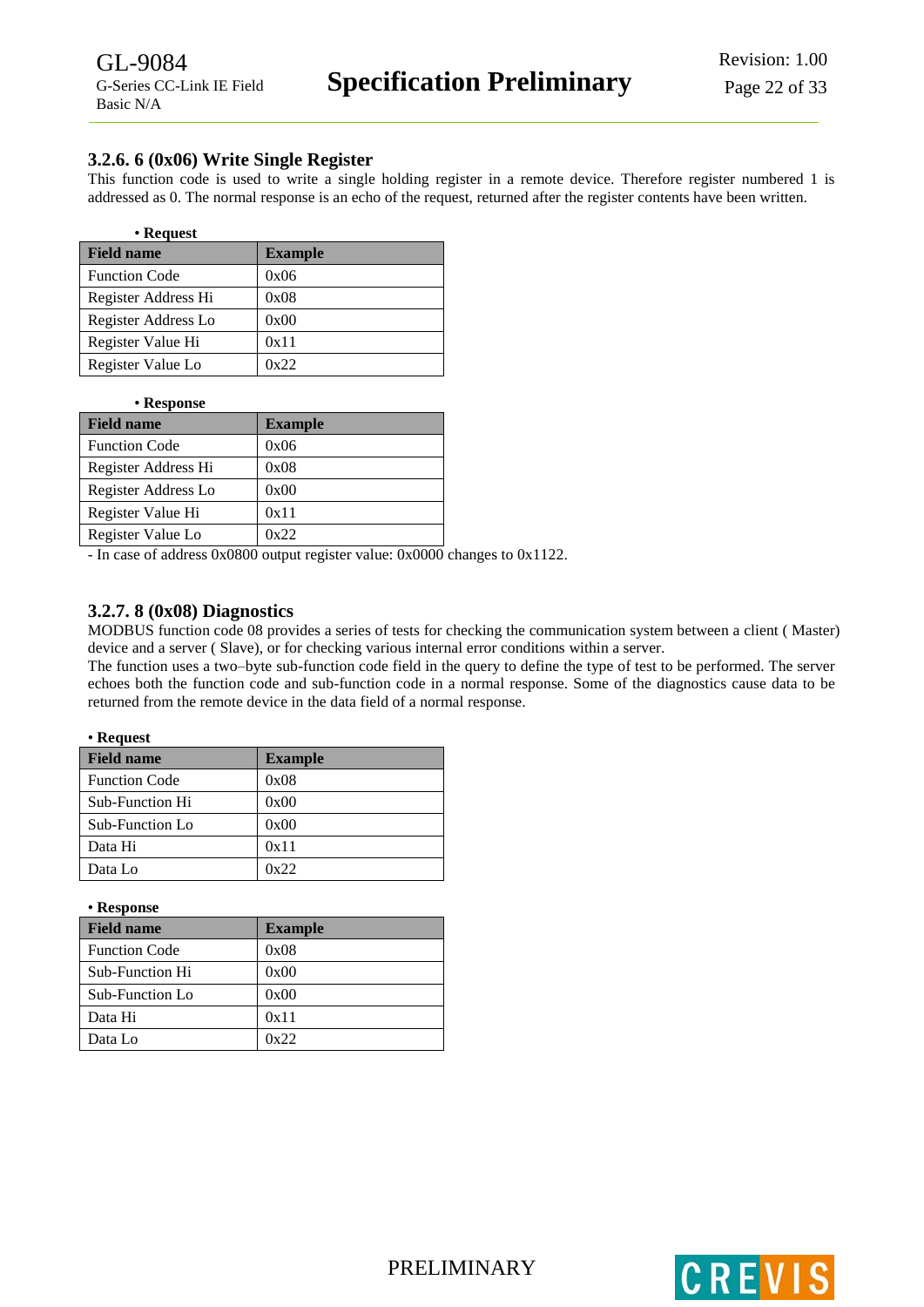### 3.2.6. 6 (0x06) Write Single Register

This function code is used to write a single holding register in a remote device. Therefore register numbered 1 is addressed as 0. The normal response is an echo of the request, returned after the register contents have been written.

• **Request**

| Field name | Example |
|---|---|
| Function Code | 0x06 |
| Register Address Hi | 0x08 |
| Register Address Lo | 0x00 |
| Register Value Hi | 0x11 |
| Register Value Lo | 0x22 |

• **Response**

| Field name | Example |
|---|---|
| Function Code | 0x06 |
| Register Address Hi | 0x08 |
| Register Address Lo | 0x00 |
| Register Value Hi | 0x11 |
| Register Value Lo | 0x22 |

- In case of address 0x0800 output register value: 0x0000 changes to 0x1122.

### 3.2.7. 8 (0x08) Diagnostics

MODBUS function code 08 provides a series of tests for checking the communication system between a client ( Master) device and a server ( Slave), or for checking various internal error conditions within a server.
The function uses a two–byte sub-function code field in the query to define the type of test to be performed. The server echoes both the function code and sub-function code in a normal response. Some of the diagnostics cause data to be returned from the remote device in the data field of a normal response.

• **Request**

| Field name | Example |
|---|---|
| Function Code | 0x08 |
| Sub-Function Hi | 0x00 |
| Sub-Function Lo | 0x00 |
| Data Hi | 0x11 |
| Data Lo | 0x22 |

• **Response**

| Field name | Example |
|---|---|
| Function Code | 0x08 |
| Sub-Function Hi | 0x00 |
| Sub-Function Lo | 0x00 |
| Data Hi | 0x11 |
| Data Lo | 0x22 |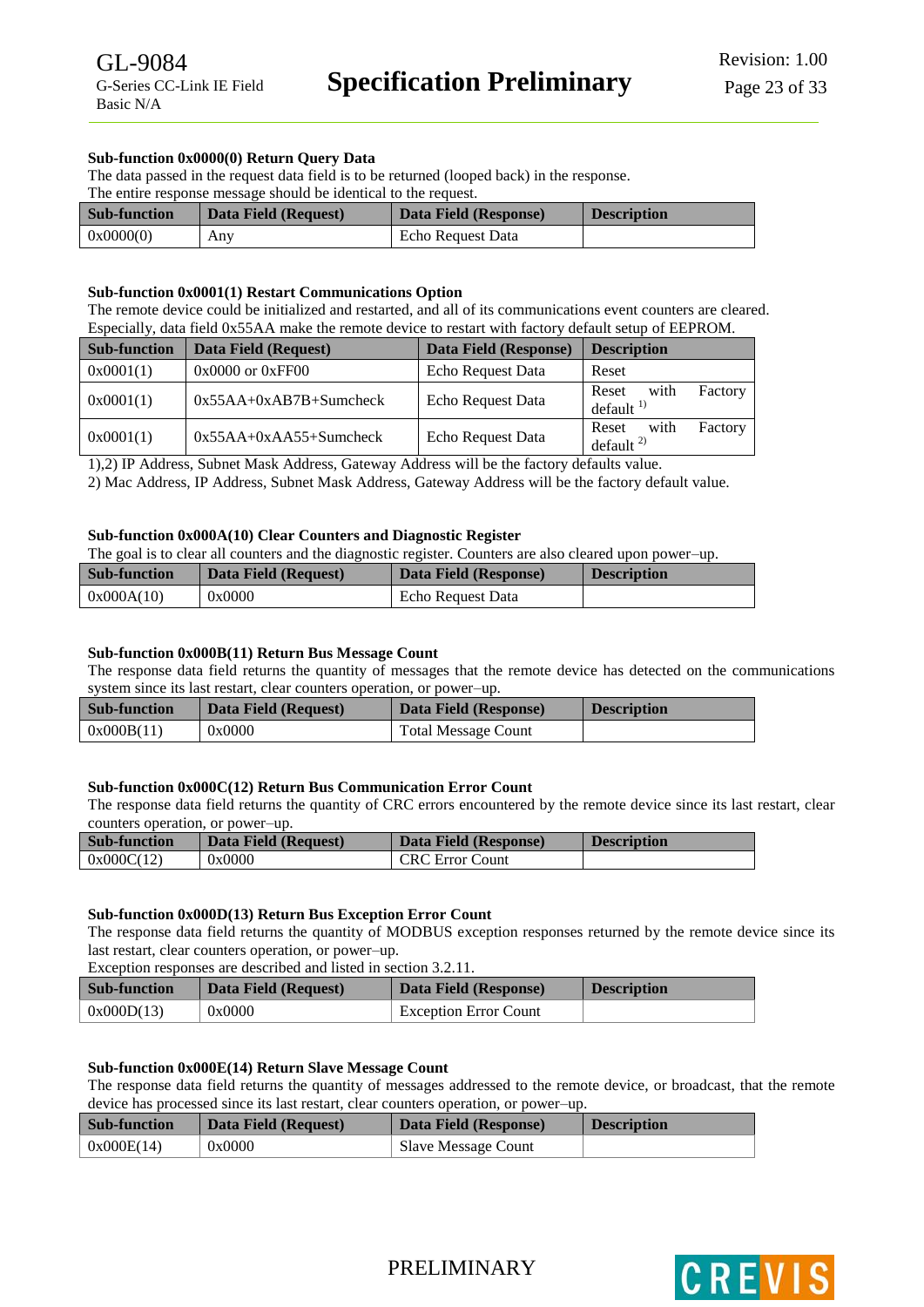**Sub-function 0x0000(0) Return Query Data**

The data passed in the request data field is to be returned (looped back) in the response.
The entire response message should be identical to the request.

| Sub-function | Data Field (Request) | Data Field (Response) | Description |
|---|---|---|---|
| 0x0000(0) | Any | Echo Request Data | |

**Sub-function 0x0001(1) Restart Communications Option**

The remote device could be initialized and restarted, and all of its communications event counters are cleared.
Especially, data field 0x55AA make the remote device to restart with factory default setup of EEPROM.

| Sub-function | Data Field (Request) | Data Field (Response) | Description |
|---|---|---|---|
| 0x0001(1) | 0x0000 or 0xFF00 | Echo Request Data | Reset |
| 0x0001(1) | 0x55AA+0xAB7B+Sumcheck | Echo Request Data | Reset with Factory default [1] |
| 0x0001(1) | 0x55AA+0xAA55+Sumcheck | Echo Request Data | Reset with Factory default [2] |

1),2) IP Address, Subnet Mask Address, Gateway Address will be the factory defaults value.
2) Mac Address, IP Address, Subnet Mask Address, Gateway Address will be the factory default value.

**Sub-function 0x000A(10) Clear Counters and Diagnostic Register**

The goal is to clear all counters and the diagnostic register. Counters are also cleared upon power–up.

| Sub-function | Data Field (Request) | Data Field (Response) | Description |
|---|---|---|---|
| 0x000A(10) | 0x0000 | Echo Request Data | |

**Sub-function 0x000B(11) Return Bus Message Count**

The response data field returns the quantity of messages that the remote device has detected on the communications system since its last restart, clear counters operation, or power–up.

| Sub-function | Data Field (Request) | Data Field (Response) | Description |
|---|---|---|---|
| 0x000B(11) | 0x0000 | Total Message Count | |

**Sub-function 0x000C(12) Return Bus Communication Error Count**

The response data field returns the quantity of CRC errors encountered by the remote device since its last restart, clear counters operation, or power–up.

| Sub-function | Data Field (Request) | Data Field (Response) | Description |
|---|---|---|---|
| 0x000C(12) | 0x0000 | CRC Error Count | |

**Sub-function 0x000D(13) Return Bus Exception Error Count**

The response data field returns the quantity of MODBUS exception responses returned by the remote device since its last restart, clear counters operation, or power–up.
Exception responses are described and listed in section 3.2.11.

| Sub-function | Data Field (Request) | Data Field (Response) | Description |
|---|---|---|---|
| 0x000D(13) | 0x0000 | Exception Error Count | |

**Sub-function 0x000E(14) Return Slave Message Count**

The response data field returns the quantity of messages addressed to the remote device, or broadcast, that the remote device has processed since its last restart, clear counters operation, or power–up.

| Sub-function | Data Field (Request) | Data Field (Response) | Description |
|---|---|---|---|
| 0x000E(14) | 0x0000 | Slave Message Count | |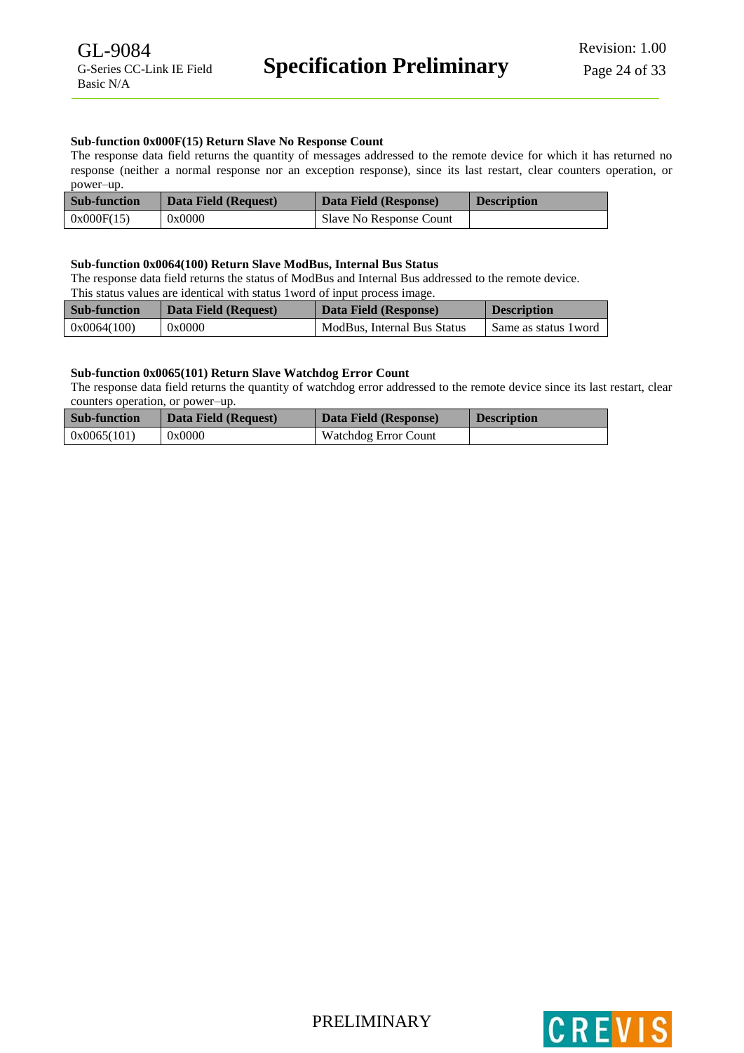**Sub-function 0x000F(15) Return Slave No Response Count**

The response data field returns the quantity of messages addressed to the remote device for which it has returned no response (neither a normal response nor an exception response), since its last restart, clear counters operation, or power–up.

| Sub-function | Data Field (Request) | Data Field (Response) | Description |
|---|---|---|---|
| 0x000F(15) | 0x0000 | Slave No Response Count | |

**Sub-function 0x0064(100) Return Slave ModBus, Internal Bus Status**

The response data field returns the status of ModBus and Internal Bus addressed to the remote device.
This status values are identical with status 1word of input process image.

| Sub-function | Data Field (Request) | Data Field (Response) | Description |
|---|---|---|---|
| 0x0064(100) | 0x0000 | ModBus, Internal Bus Status | Same as status 1word |

**Sub-function 0x0065(101) Return Slave Watchdog Error Count**

The response data field returns the quantity of watchdog error addressed to the remote device since its last restart, clear counters operation, or power–up.

| Sub-function | Data Field (Request) | Data Field (Response) | Description |
|---|---|---|---|
| 0x0065(101) | 0x0000 | Watchdog Error Count | |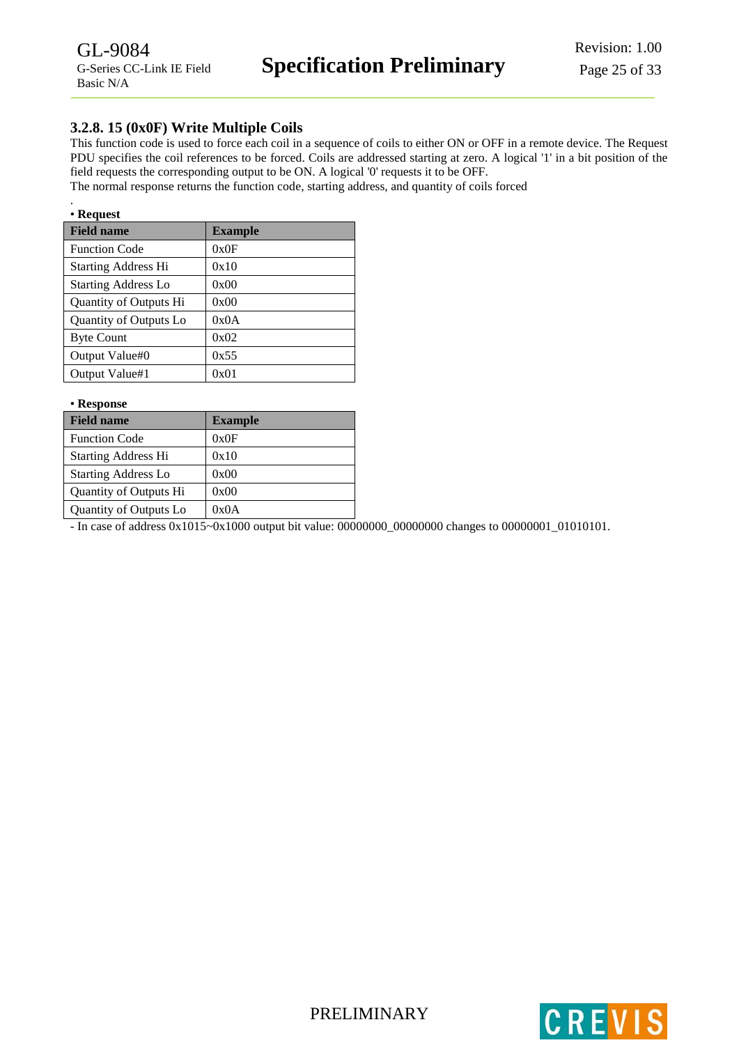### 3.2.8. 15 (0x0F) Write Multiple Coils

This function code is used to force each coil in a sequence of coils to either ON or OFF in a remote device. The Request PDU specifies the coil references to be forced. Coils are addressed starting at zero. A logical '1' in a bit position of the field requests the corresponding output to be ON. A logical '0' requests it to be OFF.
The normal response returns the function code, starting address, and quantity of coils forced

.
**• Request**

| Field name | Example |
|---|---|
| Function Code | 0x0F |
| Starting Address Hi | 0x10 |
| Starting Address Lo | 0x00 |
| Quantity of Outputs Hi | 0x00 |
| Quantity of Outputs Lo | 0x0A |
| Byte Count | 0x02 |
| Output Value#0 | 0x55 |
| Output Value#1 | 0x01 |

**• Response**

| Field name | Example |
|---|---|
| Function Code | 0x0F |
| Starting Address Hi | 0x10 |
| Starting Address Lo | 0x00 |
| Quantity of Outputs Hi | 0x00 |
| Quantity of Outputs Lo | 0x0A |

- In case of address 0x1015~0x1000 output bit value: 00000000_00000000 changes to 00000001_01010101.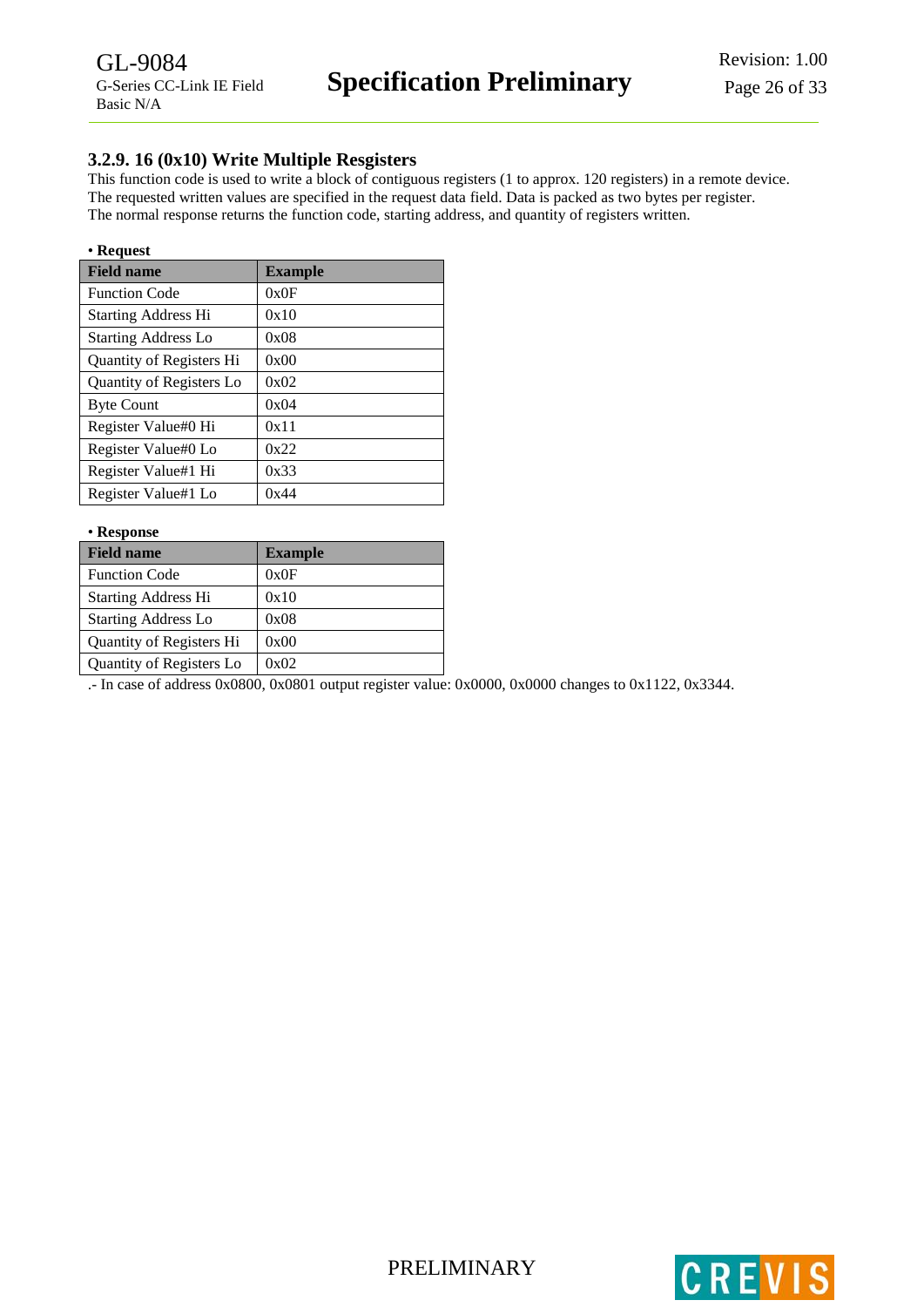### 3.2.9. 16 (0x10) Write Multiple Resgisters

This function code is used to write a block of contiguous registers (1 to approx. 120 registers) in a remote device.
The requested written values are specified in the request data field. Data is packed as two bytes per register.
The normal response returns the function code, starting address, and quantity of registers written.

• **Request**

| Field name | Example |
|---|---|
| Function Code | 0x0F |
| Starting Address Hi | 0x10 |
| Starting Address Lo | 0x08 |
| Quantity of Registers Hi | 0x00 |
| Quantity of Registers Lo | 0x02 |
| Byte Count | 0x04 |
| Register Value#0 Hi | 0x11 |
| Register Value#0 Lo | 0x22 |
| Register Value#1 Hi | 0x33 |
| Register Value#1 Lo | 0x44 |

• **Response**

| Field name | Example |
|---|---|
| Function Code | 0x0F |
| Starting Address Hi | 0x10 |
| Starting Address Lo | 0x08 |
| Quantity of Registers Hi | 0x00 |
| Quantity of Registers Lo | 0x02 |

.- In case of address 0x0800, 0x0801 output register value: 0x0000, 0x0000 changes to 0x1122, 0x3344.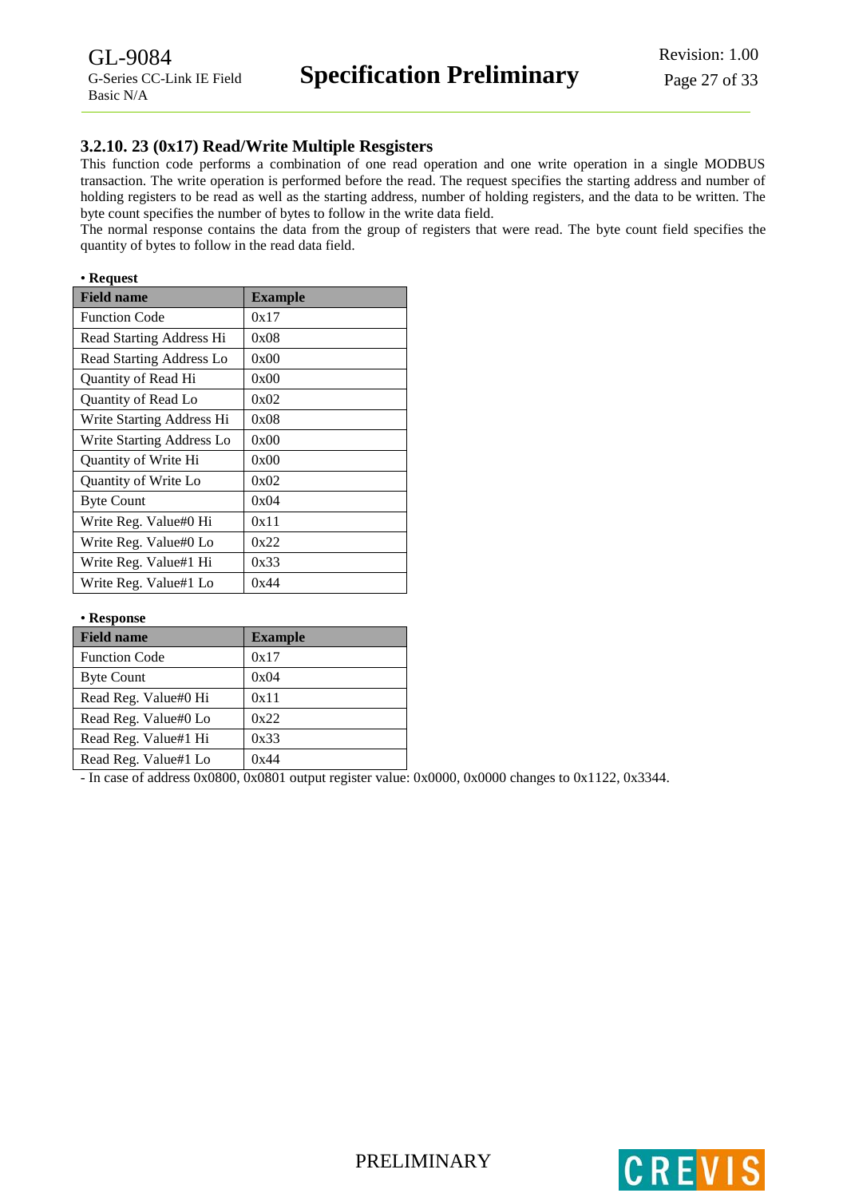### 3.2.10. 23 (0x17) Read/Write Multiple Resgisters

This function code performs a combination of one read operation and one write operation in a single MODBUS transaction. The write operation is performed before the read. The request specifies the starting address and number of holding registers to be read as well as the starting address, number of holding registers, and the data to be written. The byte count specifies the number of bytes to follow in the write data field.

The normal response contains the data from the group of registers that were read. The byte count field specifies the quantity of bytes to follow in the read data field.

**• Request**

| Field name | Example |
|---|---|
| Function Code | 0x17 |
| Read Starting Address Hi | 0x08 |
| Read Starting Address Lo | 0x00 |
| Quantity of Read Hi | 0x00 |
| Quantity of Read Lo | 0x02 |
| Write Starting Address Hi | 0x08 |
| Write Starting Address Lo | 0x00 |
| Quantity of Write Hi | 0x00 |
| Quantity of Write Lo | 0x02 |
| Byte Count | 0x04 |
| Write Reg. Value#0 Hi | 0x11 |
| Write Reg. Value#0 Lo | 0x22 |
| Write Reg. Value#1 Hi | 0x33 |
| Write Reg. Value#1 Lo | 0x44 |

**• Response**

| Field name | Example |
|---|---|
| Function Code | 0x17 |
| Byte Count | 0x04 |
| Read Reg. Value#0 Hi | 0x11 |
| Read Reg. Value#0 Lo | 0x22 |
| Read Reg. Value#1 Hi | 0x33 |
| Read Reg. Value#1 Lo | 0x44 |

- In case of address 0x0800, 0x0801 output register value: 0x0000, 0x0000 changes to 0x1122, 0x3344.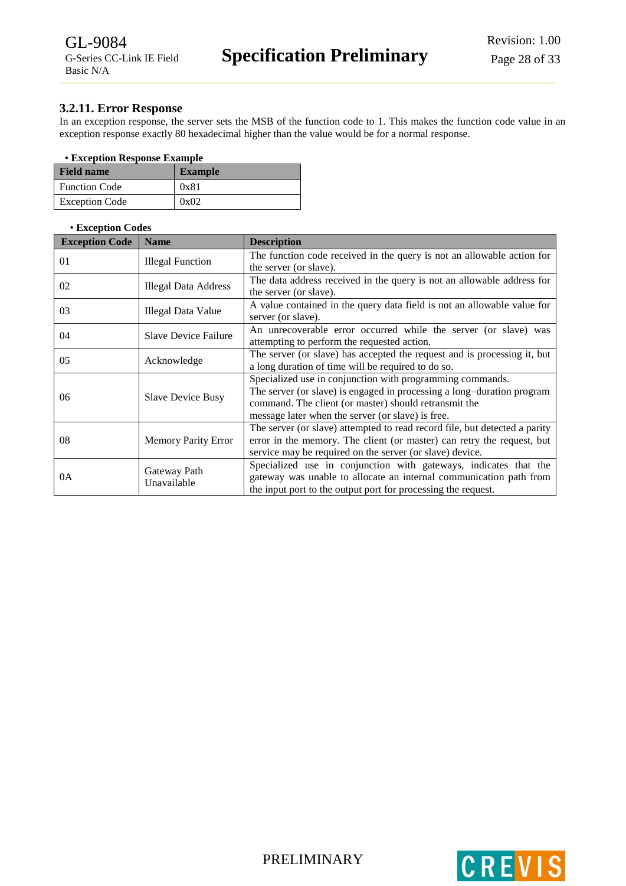### 3.2.11. Error Response

In an exception response, the server sets the MSB of the function code to 1. This makes the function code value in an exception response exactly 80 hexadecimal higher than the value would be for a normal response.

**• Exception Response Example**

| Field name | Example |
|---|---|
| Function Code | 0x81 |
| Exception Code | 0x02 |

**• Exception Codes**

| Exception Code | Name | Description |
|---|---|---|
| 01 | Illegal Function | The function code received in the query is not an allowable action for the server (or slave). |
| 02 | Illegal Data Address | The data address received in the query is not an allowable address for the server (or slave). |
| 03 | Illegal Data Value | A value contained in the query data field is not an allowable value for server (or slave). |
| 04 | Slave Device Failure | An unrecoverable error occurred while the server (or slave) was attempting to perform the requested action. |
| 05 | Acknowledge | The server (or slave) has accepted the request and is processing it, but a long duration of time will be required to do so. |
| 06 | Slave Device Busy | Specialized use in conjunction with programming commands. The server (or slave) is engaged in processing a long–duration program command. The client (or master) should retransmit the message later when the server (or slave) is free. |
| 08 | Memory Parity Error | The server (or slave) attempted to read record file, but detected a parity error in the memory. The client (or master) can retry the request, but service may be required on the server (or slave) device. |
| 0A | Gateway Path Unavailable | Specialized use in conjunction with gateways, indicates that the gateway was unable to allocate an internal communication path from the input port to the output port for processing the request. |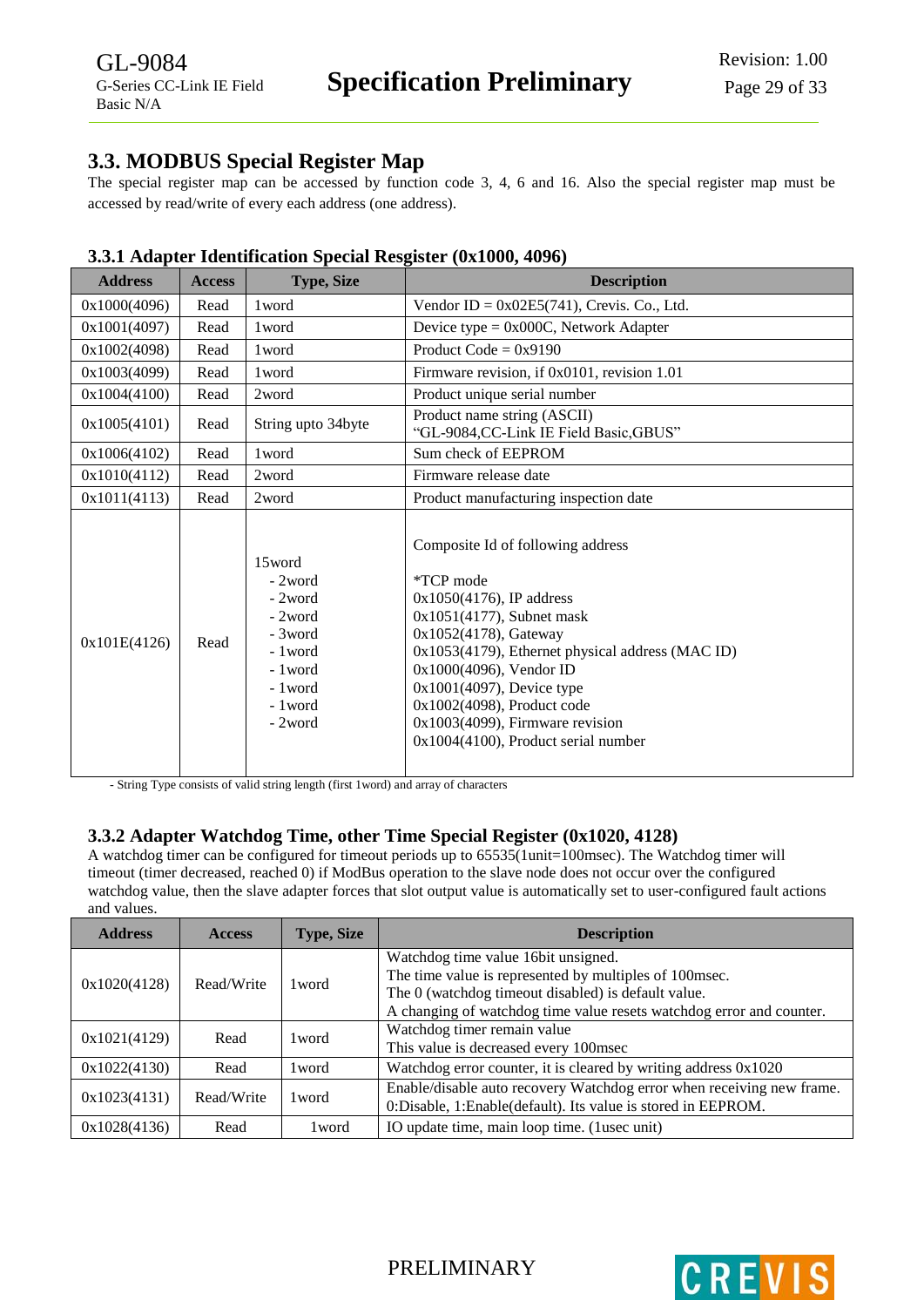## 3.3. MODBUS Special Register Map

The special register map can be accessed by function code 3, 4, 6 and 16. Also the special register map must be accessed by read/write of every each address (one address).

### 3.3.1 Adapter Identification Special Resgister (0x1000, 4096)

| Address | Access | Type, Size | Description |
|---|---|---|---|
| 0x1000(4096) | Read | 1word | Vendor ID = 0x02E5(741), Crevis. Co., Ltd. |
| 0x1001(4097) | Read | 1word | Device type = 0x000C, Network Adapter |
| 0x1002(4098) | Read | 1word | Product Code = 0x9190 |
| 0x1003(4099) | Read | 1word | Firmware revision, if 0x0101, revision 1.01 |
| 0x1004(4100) | Read | 2word | Product unique serial number |
| 0x1005(4101) | Read | String upto 34byte | Product name string (ASCII)<br>"GL-9084,CC-Link IE Field Basic,GBUS" |
| 0x1006(4102) | Read | 1word | Sum check of EEPROM |
| 0x1010(4112) | Read | 2word | Firmware release date |
| 0x1011(4113) | Read | 2word | Product manufacturing inspection date |
| 0x101E(4126) | Read | 15word<br>- 2word<br>- 2word<br>- 2word<br>- 3word<br>- 1word<br>- 1word<br>- 1word<br>- 1word<br>- 2word | Composite Id of following address<br><br>*TCP mode<br>0x1050(4176), IP address<br>0x1051(4177), Subnet mask<br>0x1052(4178), Gateway<br>0x1053(4179), Ethernet physical address (MAC ID)<br>0x1000(4096), Vendor ID<br>0x1001(4097), Device type<br>0x1002(4098), Product code<br>0x1003(4099), Firmware revision<br>0x1004(4100), Product serial number |

- String Type consists of valid string length (first 1word) and array of characters

### 3.3.2 Adapter Watchdog Time, other Time Special Register (0x1020, 4128)

A watchdog timer can be configured for timeout periods up to 65535(1unit=100msec). The Watchdog timer will timeout (timer decreased, reached 0) if ModBus operation to the slave node does not occur over the configured watchdog value, then the slave adapter forces that slot output value is automatically set to user-configured fault actions and values.

| Address | Access | Type, Size | Description |
|---|---|---|---|
| 0x1020(4128) | Read/Write | 1word | Watchdog time value 16bit unsigned.<br>The time value is represented by multiples of 100msec.<br>The 0 (watchdog timeout disabled) is default value.<br>A changing of watchdog time value resets watchdog error and counter. |
| 0x1021(4129) | Read | 1word | Watchdog timer remain value<br>This value is decreased every 100msec |
| 0x1022(4130) | Read | 1word | Watchdog error counter, it is cleared by writing address 0x1020 |
| 0x1023(4131) | Read/Write | 1word | Enable/disable auto recovery Watchdog error when receiving new frame.<br>0:Disable, 1:Enable(default). Its value is stored in EEPROM. |
| 0x1028(4136) | Read | 1word | IO update time, main loop time. (1usec unit) |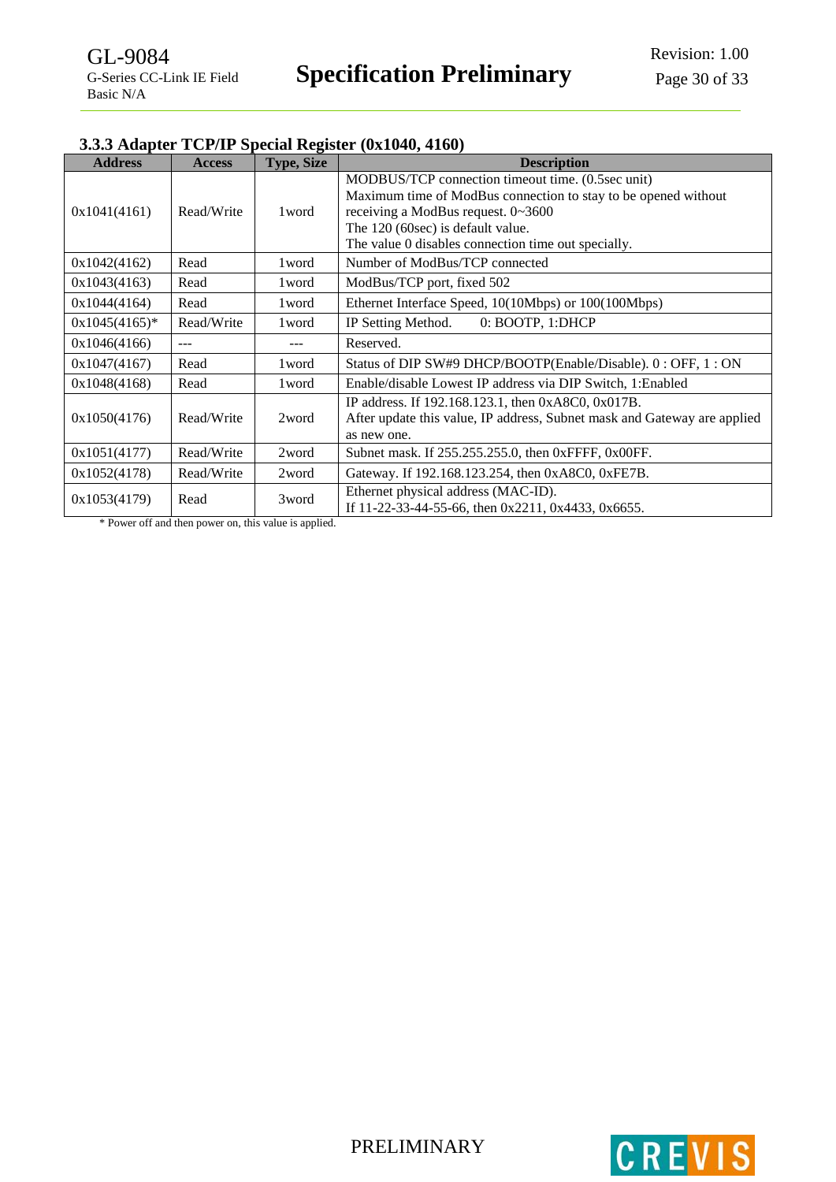### 3.3.3 Adapter TCP/IP Special Register (0x1040, 4160)

| Address | Access | Type, Size | Description |
|---|---|---|---|
| 0x1041(4161) | Read/Write | 1word | MODBUS/TCP connection timeout time. (0.5sec unit)<br>Maximum time of ModBus connection to stay to be opened without receiving a ModBus request. 0~3600<br>The 120 (60sec) is default value.<br>The value 0 disables connection time out specially. |
| 0x1042(4162) | Read | 1word | Number of ModBus/TCP connected |
| 0x1043(4163) | Read | 1word | ModBus/TCP port, fixed 502 |
| 0x1044(4164) | Read | 1word | Ethernet Interface Speed, 10(10Mbps) or 100(100Mbps) |
| 0x1045(4165)* | Read/Write | 1word | IP Setting Method. 0: BOOTP, 1:DHCP |
| 0x1046(4166) | --- | --- | Reserved. |
| 0x1047(4167) | Read | 1word | Status of DIP SW#9 DHCP/BOOTP(Enable/Disable). 0 : OFF, 1 : ON |
| 0x1048(4168) | Read | 1word | Enable/disable Lowest IP address via DIP Switch, 1:Enabled |
| 0x1050(4176) | Read/Write | 2word | IP address. If 192.168.123.1, then 0xA8C0, 0x017B.<br>After update this value, IP address, Subnet mask and Gateway are applied as new one. |
| 0x1051(4177) | Read/Write | 2word | Subnet mask. If 255.255.255.0, then 0xFFFF, 0x00FF. |
| 0x1052(4178) | Read/Write | 2word | Gateway. If 192.168.123.254, then 0xA8C0, 0xFE7B. |
| 0x1053(4179) | Read | 3word | Ethernet physical address (MAC-ID).<br>If 11-22-33-44-55-66, then 0x2211, 0x4433, 0x6655. |

* Power off and then power on, this value is applied.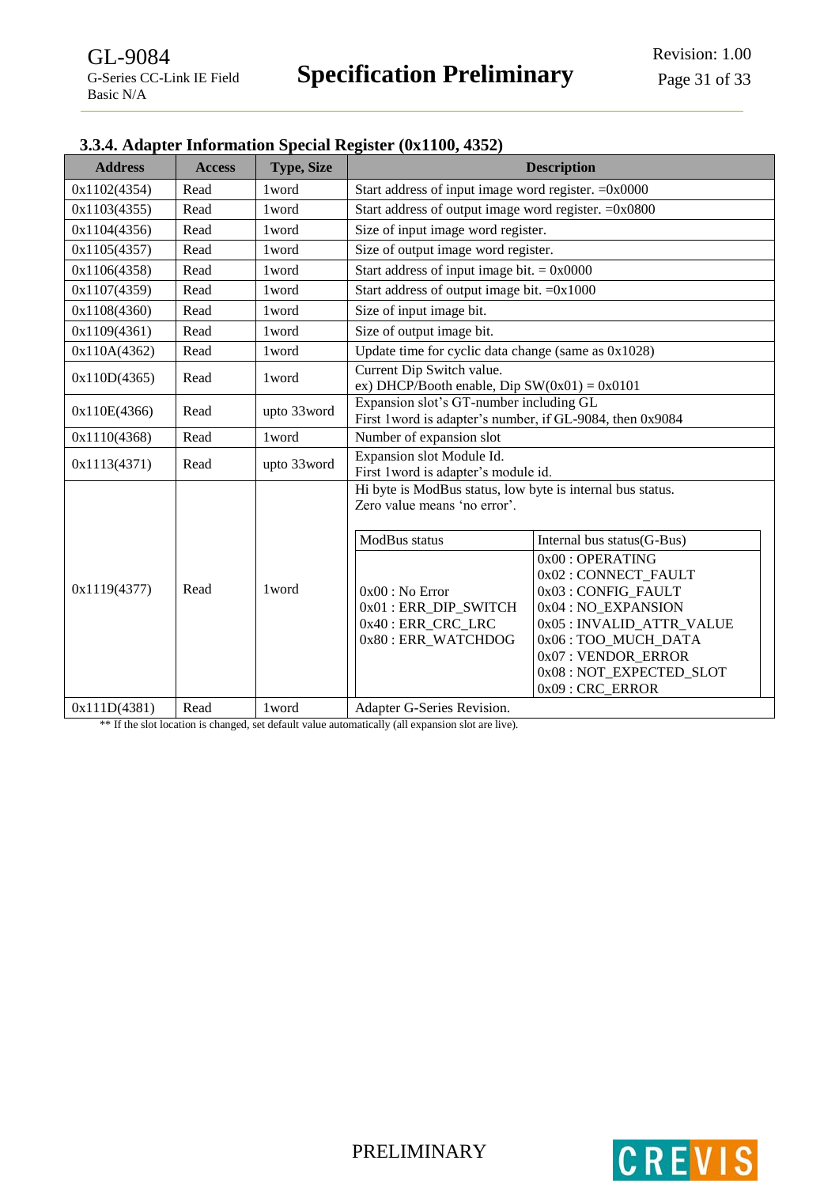### 3.3.4. Adapter Information Special Register (0x1100, 4352)

| Address | Access | Type, Size | Description |
|---|---|---|---|
| 0x1102(4354) | Read | 1word | Start address of input image word register. =0x0000 |
| 0x1103(4355) | Read | 1word | Start address of output image word register. =0x0800 |
| 0x1104(4356) | Read | 1word | Size of input image word register. |
| 0x1105(4357) | Read | 1word | Size of output image word register. |
| 0x1106(4358) | Read | 1word | Start address of input image bit. = 0x0000 |
| 0x1107(4359) | Read | 1word | Start address of output image bit. =0x1000 |
| 0x1108(4360) | Read | 1word | Size of input image bit. |
| 0x1109(4361) | Read | 1word | Size of output image bit. |
| 0x110A(4362) | Read | 1word | Update time for cyclic data change (same as 0x1028) |
| 0x110D(4365) | Read | 1word | Current Dip Switch value.<br>ex) DHCP/Booth enable, Dip SW(0x01) = 0x0101 |
| 0x110E(4366) | Read | upto 33word | Expansion slot's GT-number including GL<br>First 1word is adapter's number, if GL-9084, then 0x9084 |
| 0x1110(4368) | Read | 1word | Number of expansion slot |
| 0x1113(4371) | Read | upto 33word | Expansion slot Module Id.<br>First 1word is adapter's module id. |
| 0x1119(4377) | Read | 1word | Hi byte is ModBus status, low byte is internal bus status.<br>Zero value means 'no error'.<br><br>**ModBus status:**<br>0x00 : No Error<br>0x01 : ERR_DIP_SWITCH<br>0x40 : ERR_CRC_LRC<br>0x80 : ERR_WATCHDOG<br><br>**Internal bus status(G-Bus):**<br>0x00 : OPERATING<br>0x02 : CONNECT_FAULT<br>0x03 : CONFIG_FAULT<br>0x04 : NO_EXPANSION<br>0x05 : INVALID_ATTR_VALUE<br>0x06 : TOO_MUCH_DATA<br>0x07 : VENDOR_ERROR<br>0x08 : NOT_EXPECTED_SLOT<br>0x09 : CRC_ERROR |
| 0x111D(4381) | Read | 1word | Adapter G-Series Revision. |

** If the slot location is changed, set default value automatically (all expansion slot are live).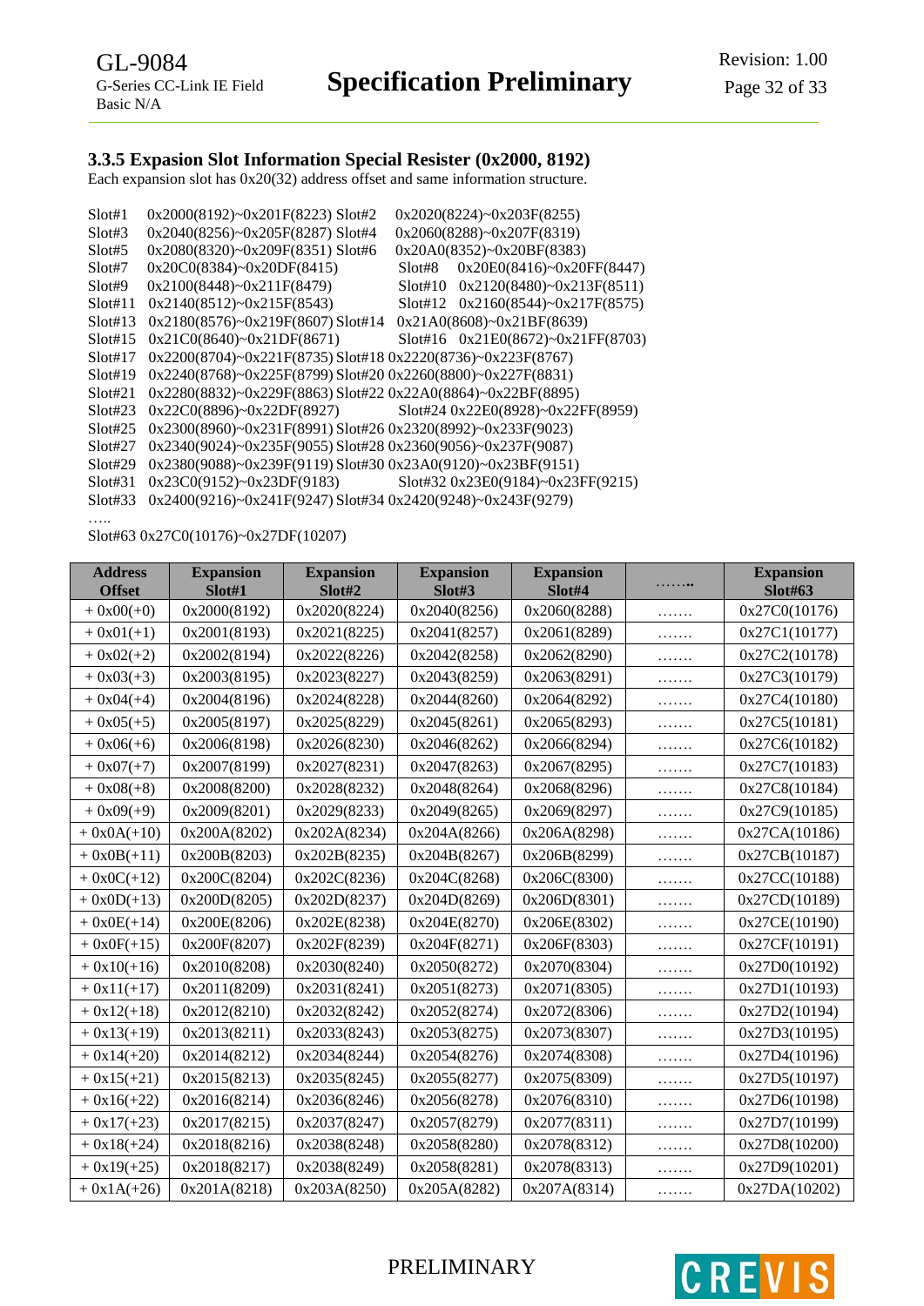### 3.3.5 Expasion Slot Information Special Resister (0x2000, 8192)

Each expansion slot has 0x20(32) address offset and same information structure.

Slot#1 0x2000(8192)~0x201F(8223) Slot#2 0x2020(8224)~0x203F(8255)
Slot#3 0x2040(8256)~0x205F(8287) Slot#4 0x2060(8288)~0x207F(8319)
Slot#5 0x2080(8320)~0x209F(8351) Slot#6 0x20A0(8352)~0x20BF(8383)
Slot#7 0x20C0(8384)~0x20DF(8415) Slot#8 0x20E0(8416)~0x20FF(8447)
Slot#9 0x2100(8448)~0x211F(8479) Slot#10 0x2120(8480)~0x213F(8511)
Slot#11 0x2140(8512)~0x215F(8543) Slot#12 0x2160(8544)~0x217F(8575)
Slot#13 0x2180(8576)~0x219F(8607) Slot#14 0x21A0(8608)~0x21BF(8639)
Slot#15 0x21C0(8640)~0x21DF(8671) Slot#16 0x21E0(8672)~0x21FF(8703)
Slot#17 0x2200(8704)~0x221F(8735) Slot#18 0x2220(8736)~0x223F(8767)
Slot#19 0x2240(8768)~0x225F(8799) Slot#20 0x2260(8800)~0x227F(8831)
Slot#21 0x2280(8832)~0x229F(8863) Slot#22 0x22A0(8864)~0x22BF(8895)
Slot#23 0x22C0(8896)~0x22DF(8927) Slot#24 0x22E0(8928)~0x22FF(8959)
Slot#25 0x2300(8960)~0x231F(8991) Slot#26 0x2320(8992)~0x233F(9023)
Slot#27 0x2340(9024)~0x235F(9055) Slot#28 0x2360(9056)~0x237F(9087)
Slot#29 0x2380(9088)~0x239F(9119) Slot#30 0x23A0(9120)~0x23BF(9151)
Slot#31 0x23C0(9152)~0x23DF(9183) Slot#32 0x23E0(9184)~0x23FF(9215)
Slot#33 0x2400(9216)~0x241F(9247) Slot#34 0x2420(9248)~0x243F(9279)
…..
Slot#63 0x27C0(10176)~0x27DF(10207)

| Address Offset | Expansion Slot#1 | Expansion Slot#2 | Expansion Slot#3 | Expansion Slot#4 | …….. | Expansion Slot#63 |
|---|---|---|---|---|---|---|
| + 0x00(+0) | 0x2000(8192) | 0x2020(8224) | 0x2040(8256) | 0x2060(8288) | ……. | 0x27C0(10176) |
| + 0x01(+1) | 0x2001(8193) | 0x2021(8225) | 0x2041(8257) | 0x2061(8289) | ……. | 0x27C1(10177) |
| + 0x02(+2) | 0x2002(8194) | 0x2022(8226) | 0x2042(8258) | 0x2062(8290) | ……. | 0x27C2(10178) |
| + 0x03(+3) | 0x2003(8195) | 0x2023(8227) | 0x2043(8259) | 0x2063(8291) | ……. | 0x27C3(10179) |
| + 0x04(+4) | 0x2004(8196) | 0x2024(8228) | 0x2044(8260) | 0x2064(8292) | ……. | 0x27C4(10180) |
| + 0x05(+5) | 0x2005(8197) | 0x2025(8229) | 0x2045(8261) | 0x2065(8293) | ……. | 0x27C5(10181) |
| + 0x06(+6) | 0x2006(8198) | 0x2026(8230) | 0x2046(8262) | 0x2066(8294) | ……. | 0x27C6(10182) |
| + 0x07(+7) | 0x2007(8199) | 0x2027(8231) | 0x2047(8263) | 0x2067(8295) | ……. | 0x27C7(10183) |
| + 0x08(+8) | 0x2008(8200) | 0x2028(8232) | 0x2048(8264) | 0x2068(8296) | ……. | 0x27C8(10184) |
| + 0x09(+9) | 0x2009(8201) | 0x2029(8233) | 0x2049(8265) | 0x2069(8297) | ……. | 0x27C9(10185) |
| + 0x0A(+10) | 0x200A(8202) | 0x202A(8234) | 0x204A(8266) | 0x206A(8298) | ……. | 0x27CA(10186) |
| + 0x0B(+11) | 0x200B(8203) | 0x202B(8235) | 0x204B(8267) | 0x206B(8299) | ……. | 0x27CB(10187) |
| + 0x0C(+12) | 0x200C(8204) | 0x202C(8236) | 0x204C(8268) | 0x206C(8300) | ……. | 0x27CC(10188) |
| + 0x0D(+13) | 0x200D(8205) | 0x202D(8237) | 0x204D(8269) | 0x206D(8301) | ……. | 0x27CD(10189) |
| + 0x0E(+14) | 0x200E(8206) | 0x202E(8238) | 0x204E(8270) | 0x206E(8302) | ……. | 0x27CE(10190) |
| + 0x0F(+15) | 0x200F(8207) | 0x202F(8239) | 0x204F(8271) | 0x206F(8303) | ……. | 0x27CF(10191) |
| + 0x10(+16) | 0x2010(8208) | 0x2030(8240) | 0x2050(8272) | 0x2070(8304) | ……. | 0x27D0(10192) |
| + 0x11(+17) | 0x2011(8209) | 0x2031(8241) | 0x2051(8273) | 0x2071(8305) | ……. | 0x27D1(10193) |
| + 0x12(+18) | 0x2012(8210) | 0x2032(8242) | 0x2052(8274) | 0x2072(8306) | ……. | 0x27D2(10194) |
| + 0x13(+19) | 0x2013(8211) | 0x2033(8243) | 0x2053(8275) | 0x2073(8307) | ……. | 0x27D3(10195) |
| + 0x14(+20) | 0x2014(8212) | 0x2034(8244) | 0x2054(8276) | 0x2074(8308) | ……. | 0x27D4(10196) |
| + 0x15(+21) | 0x2015(8213) | 0x2035(8245) | 0x2055(8277) | 0x2075(8309) | ……. | 0x27D5(10197) |
| + 0x16(+22) | 0x2016(8214) | 0x2036(8246) | 0x2056(8278) | 0x2076(8310) | ……. | 0x27D6(10198) |
| + 0x17(+23) | 0x2017(8215) | 0x2037(8247) | 0x2057(8279) | 0x2077(8311) | ……. | 0x27D7(10199) |
| + 0x18(+24) | 0x2018(8216) | 0x2038(8248) | 0x2058(8280) | 0x2078(8312) | ……. | 0x27D8(10200) |
| + 0x19(+25) | 0x2018(8217) | 0x2038(8249) | 0x2058(8281) | 0x2078(8313) | ……. | 0x27D9(10201) |
| + 0x1A(+26) | 0x201A(8218) | 0x203A(8250) | 0x205A(8282) | 0x207A(8314) | ……. | 0x27DA(10202) |

PRELIMINARY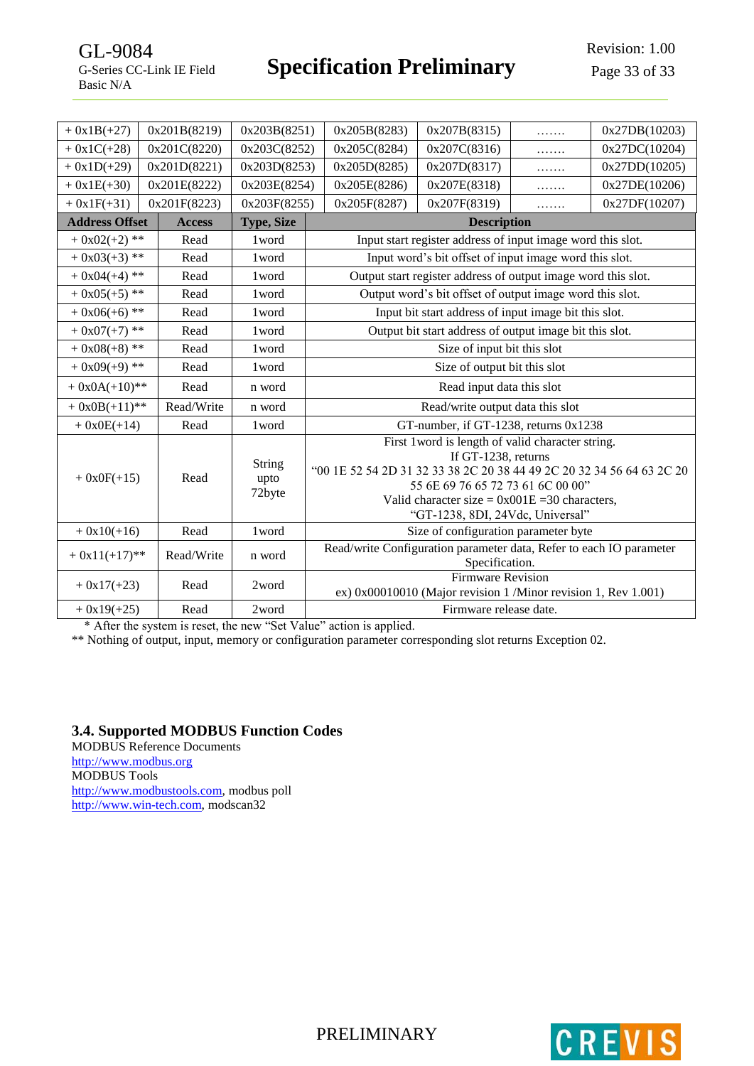| | | | | | | |
|---|---|---|---|---|---|---|
| + 0x1B(+27) | 0x201B(8219) | 0x203B(8251) | 0x205B(8283) | 0x207B(8315) | ……. | 0x27DB(10203) |
| + 0x1C(+28) | 0x201C(8220) | 0x203C(8252) | 0x205C(8284) | 0x207C(8316) | ……. | 0x27DC(10204) |
| + 0x1D(+29) | 0x201D(8221) | 0x203D(8253) | 0x205D(8285) | 0x207D(8317) | ……. | 0x27DD(10205) |
| + 0x1E(+30) | 0x201E(8222) | 0x203E(8254) | 0x205E(8286) | 0x207E(8318) | ……. | 0x27DE(10206) |
| + 0x1F(+31) | 0x201F(8223) | 0x203F(8255) | 0x205F(8287) | 0x207F(8319) | ……. | 0x27DF(10207) |

| Address Offset | Access | Type, Size | Description |
|---|---|---|---|
| + 0x02(+2) ** | Read | 1word | Input start register address of input image word this slot. |
| + 0x03(+3) ** | Read | 1word | Input word's bit offset of input image word this slot. |
| + 0x04(+4) ** | Read | 1word | Output start register address of output image word this slot. |
| + 0x05(+5) ** | Read | 1word | Output word's bit offset of output image word this slot. |
| + 0x06(+6) ** | Read | 1word | Input bit start address of input image bit this slot. |
| + 0x07(+7) ** | Read | 1word | Output bit start address of output image bit this slot. |
| + 0x08(+8) ** | Read | 1word | Size of input bit this slot |
| + 0x09(+9) ** | Read | 1word | Size of output bit this slot |
| + 0x0A(+10)** | Read | n word | Read input data this slot |
| + 0x0B(+11)** | Read/Write | n word | Read/write output data this slot |
| + 0x0E(+14) | Read | 1word | GT-number, if GT-1238, returns 0x1238 |
| + 0x0F(+15) | Read | String upto 72byte | First 1word is length of valid character string. If GT-1238, returns "00 1E 52 54 2D 31 32 33 38 2C 20 38 44 49 2C 20 32 34 56 64 63 2C 20 55 6E 69 76 65 72 73 61 6C 00 00" Valid character size = 0x001E =30 characters, "GT-1238, 8DI, 24Vdc, Universal" |
| + 0x10(+16) | Read | 1word | Size of configuration parameter byte |
| + 0x11(+17)** | Read/Write | n word | Read/write Configuration parameter data, Refer to each IO parameter Specification. |
| + 0x17(+23) | Read | 2word | Firmware Revision ex) 0x00010010 (Major revision 1 /Minor revision 1, Rev 1.001) |
| + 0x19(+25) | Read | 2word | Firmware release date. |

\* After the system is reset, the new "Set Value" action is applied.

** Nothing of output, input, memory or configuration parameter corresponding slot returns Exception 02.

### 3.4. Supported MODBUS Function Codes

MODBUS Reference Documents
http://www.modbus.org
MODBUS Tools
http://www.modbustools.com, modbus poll
http://www.win-tech.com, modscan32